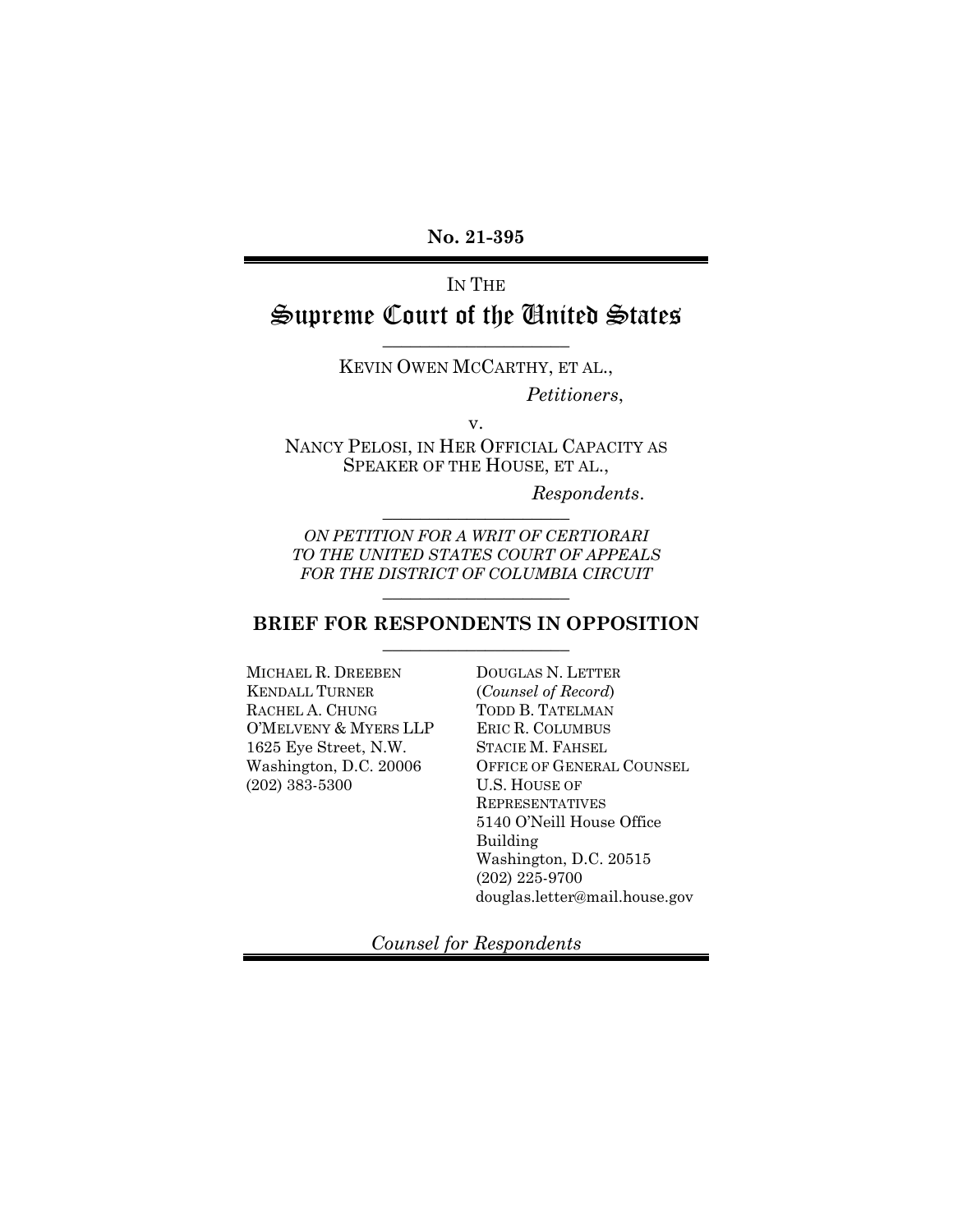**No. 21-395**

IN THE

# Supreme Court of the United States

---

KEVIN OWEN MCCARTHY, ET AL.,

*Petitioners*,

v.

NANCY PELOSI, IN HER OFFICIAL CAPACITY AS SPEAKER OF THE HOUSE, ET AL.,

*Respondents*.

---

*ON PETITION FOR A WRIT OF CERTIORARI TO THE UNITED STATES COURT OF APPEALS FOR THE DISTRICT OF COLUMBIA CIRCUIT*

---

## BRIEF FOR RESPONDENTS IN OPPOSITION

---

MICHAEL R. DREEBEN
KENDALL TURNER
RACHEL A. CHUNG
O'MELVENY & MYERS LLP
1625 Eye Street, N.W.
Washington, D.C. 20006
(202) 383-5300

DOUGLAS N. LETTER
(*Counsel of Record*)
TODD B. TATELMAN
ERIC R. COLUMBUS
STACIE M. FAHSEL
OFFICE OF GENERAL COUNSEL
U.S. HOUSE OF REPRESENTATIVES
5140 O'Neill House Office Building
Washington, D.C. 20515
(202) 225-9700
douglas.letter@mail.house.gov

*Counsel for Respondents*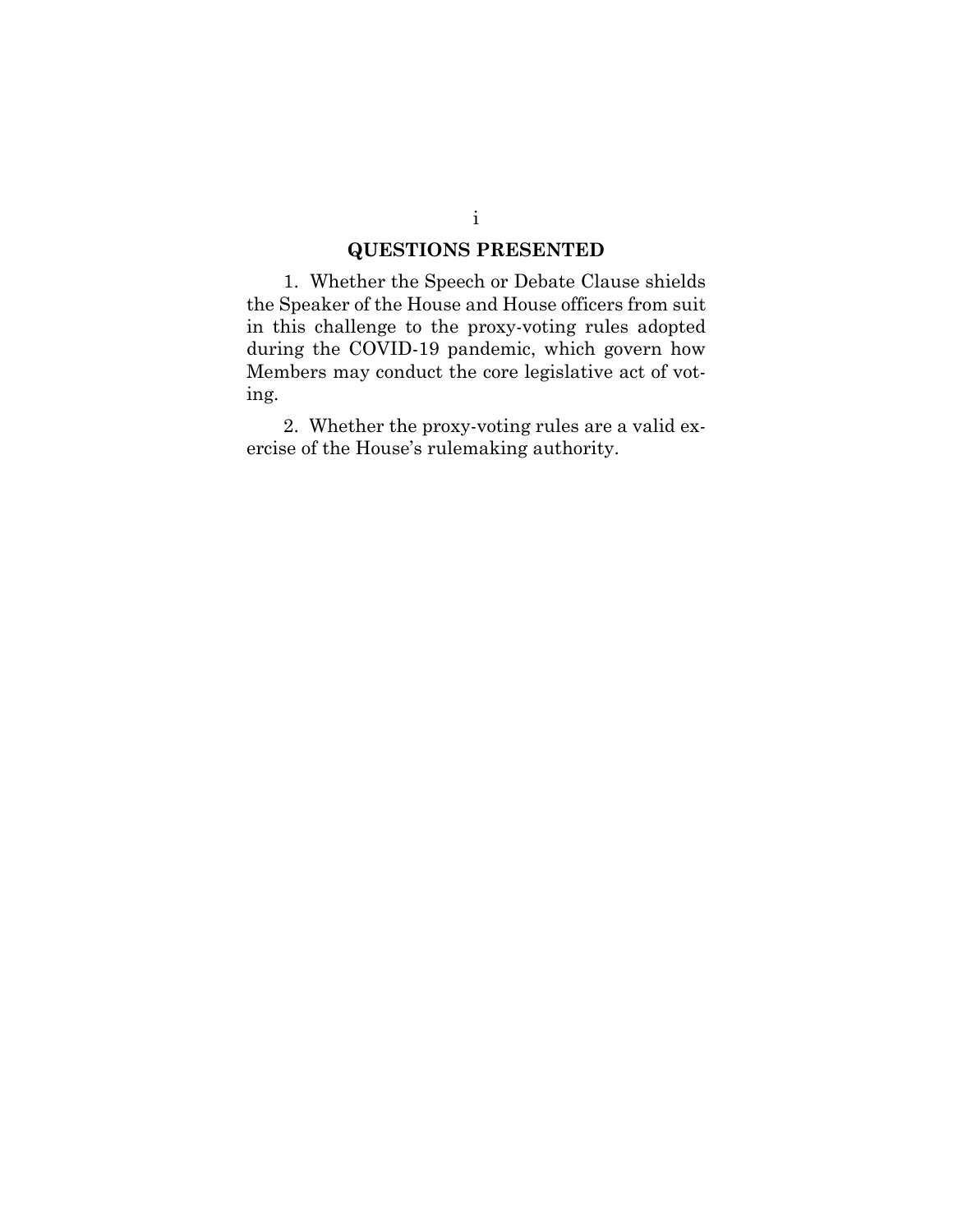## QUESTIONS PRESENTED

1. Whether the Speech or Debate Clause shields the Speaker of the House and House officers from suit in this challenge to the proxy-voting rules adopted during the COVID-19 pandemic, which govern how Members may conduct the core legislative act of voting.

2. Whether the proxy-voting rules are a valid exercise of the House's rulemaking authority.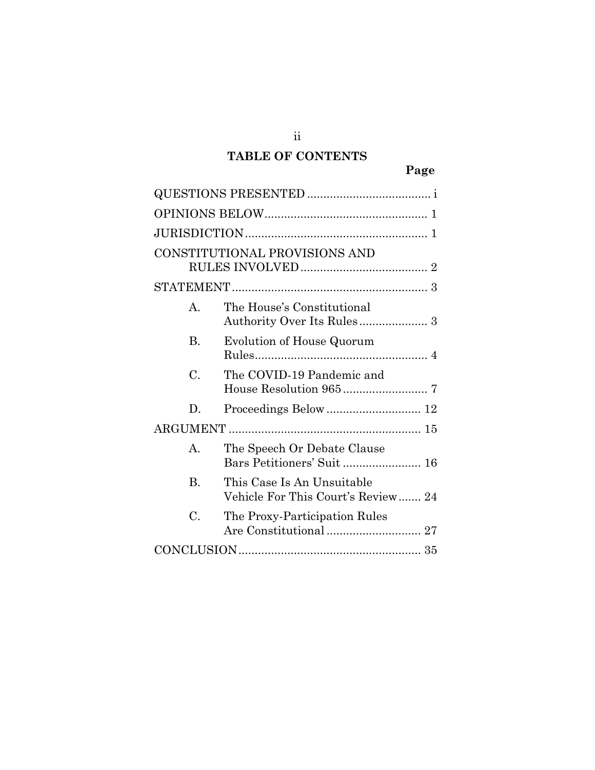## TABLE OF CONTENTS

| | Page |
|---|---|
| QUESTIONS PRESENTED | i |
| OPINIONS BELOW | 1 |
| JURISDICTION | 1 |
| CONSTITUTIONAL PROVISIONS AND RULES INVOLVED | 2 |
| STATEMENT | 3 |
| A. The House's Constitutional Authority Over Its Rules | 3 |
| B. Evolution of House Quorum Rules | 4 |
| C. The COVID-19 Pandemic and House Resolution 965 | 7 |
| D. Proceedings Below | 12 |
| ARGUMENT | 15 |
| A. The Speech Or Debate Clause Bars Petitioners' Suit | 16 |
| B. This Case Is An Unsuitable Vehicle For This Court's Review | 24 |
| C. The Proxy-Participation Rules Are Constitutional | 27 |
| CONCLUSION | 35 |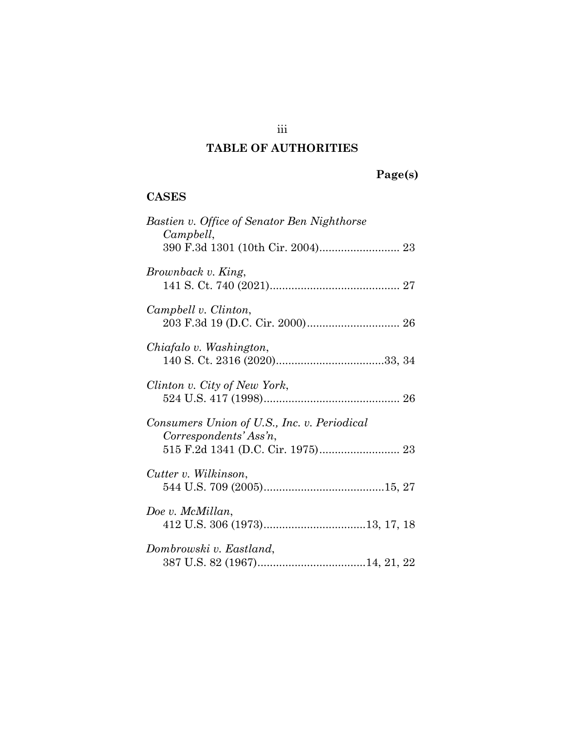# TABLE OF AUTHORITIES

**Page(s)**

## CASES

*Bastien v. Office of Senator Ben Nighthorse Campbell*,
390 F.3d 1301 (10th Cir. 2004).......................... 23

*Brownback v. King*,
141 S. Ct. 740 (2021).......................................... 27

*Campbell v. Clinton*,
203 F.3d 19 (D.C. Cir. 2000).............................. 26

*Chiafalo v. Washington*,
140 S. Ct. 2316 (2020)...................................33, 34

*Clinton v. City of New York*,
524 U.S. 417 (1998)............................................ 26

*Consumers Union of U.S., Inc. v. Periodical Correspondents' Ass'n*,
515 F.2d 1341 (D.C. Cir. 1975).......................... 23

*Cutter v. Wilkinson*,
544 U.S. 709 (2005).......................................15, 27

*Doe v. McMillan*,
412 U.S. 306 (1973).................................13, 17, 18

*Dombrowski v. Eastland*,
387 U.S. 82 (1967)...................................14, 21, 22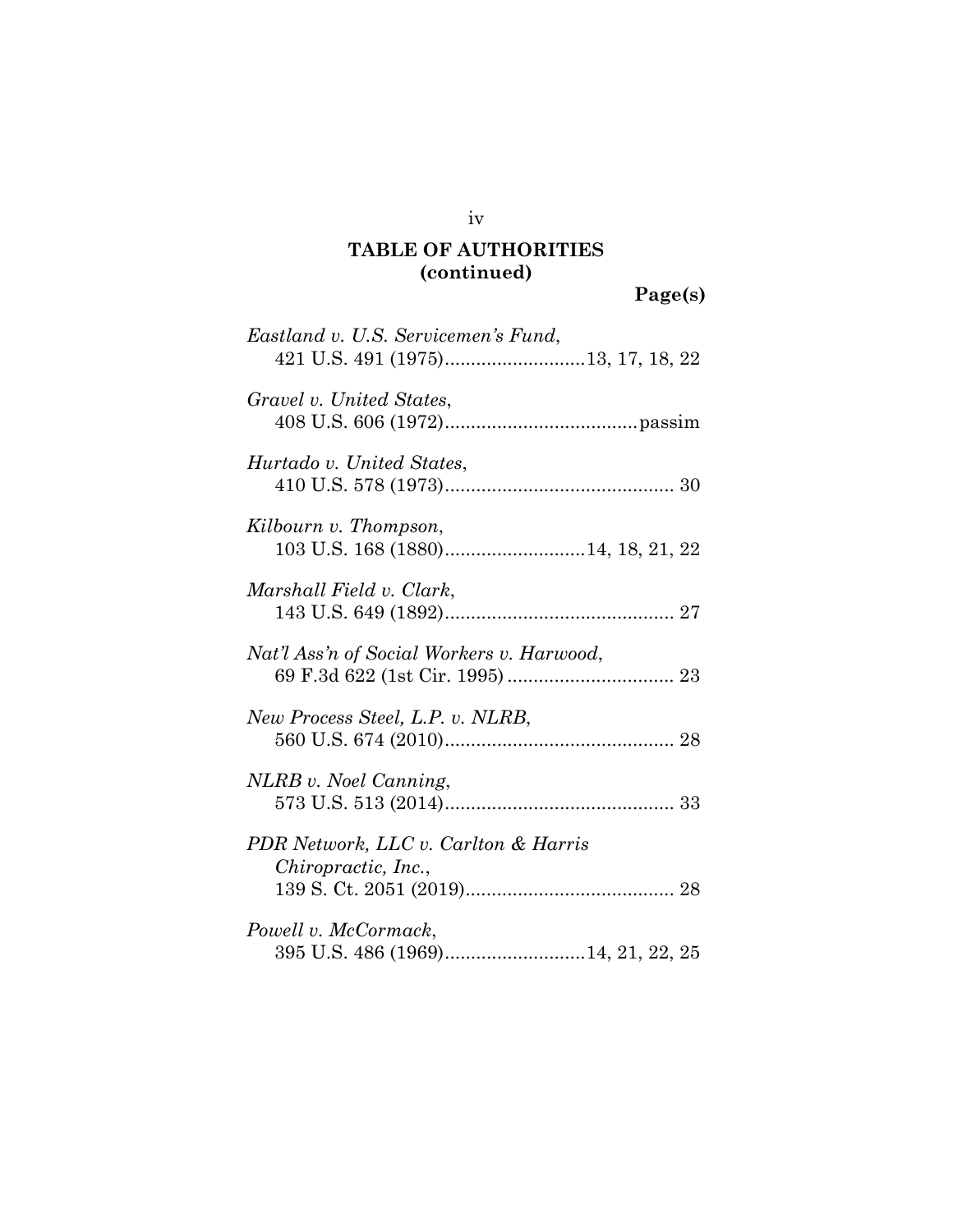## TABLE OF AUTHORITIES (continued)

**Page(s)**

*Eastland v. U.S. Servicemen's Fund*,
421 U.S. 491 (1975)...........................13, 17, 18, 22

*Gravel v. United States*,
408 U.S. 606 (1972).....................................passim

*Hurtado v. United States*,
410 U.S. 578 (1973)............................................ 30

*Kilbourn v. Thompson*,
103 U.S. 168 (1880)...........................14, 18, 21, 22

*Marshall Field v. Clark*,
143 U.S. 649 (1892)............................................ 27

*Nat'l Ass'n of Social Workers v. Harwood*,
69 F.3d 622 (1st Cir. 1995) ................................ 23

*New Process Steel, L.P. v. NLRB*,
560 U.S. 674 (2010)............................................ 28

*NLRB v. Noel Canning*,
573 U.S. 513 (2014)............................................ 33

*PDR Network, LLC v. Carlton & Harris Chiropractic, Inc.*,
139 S. Ct. 2051 (2019)........................................ 28

*Powell v. McCormack*,
395 U.S. 486 (1969)...........................14, 21, 22, 25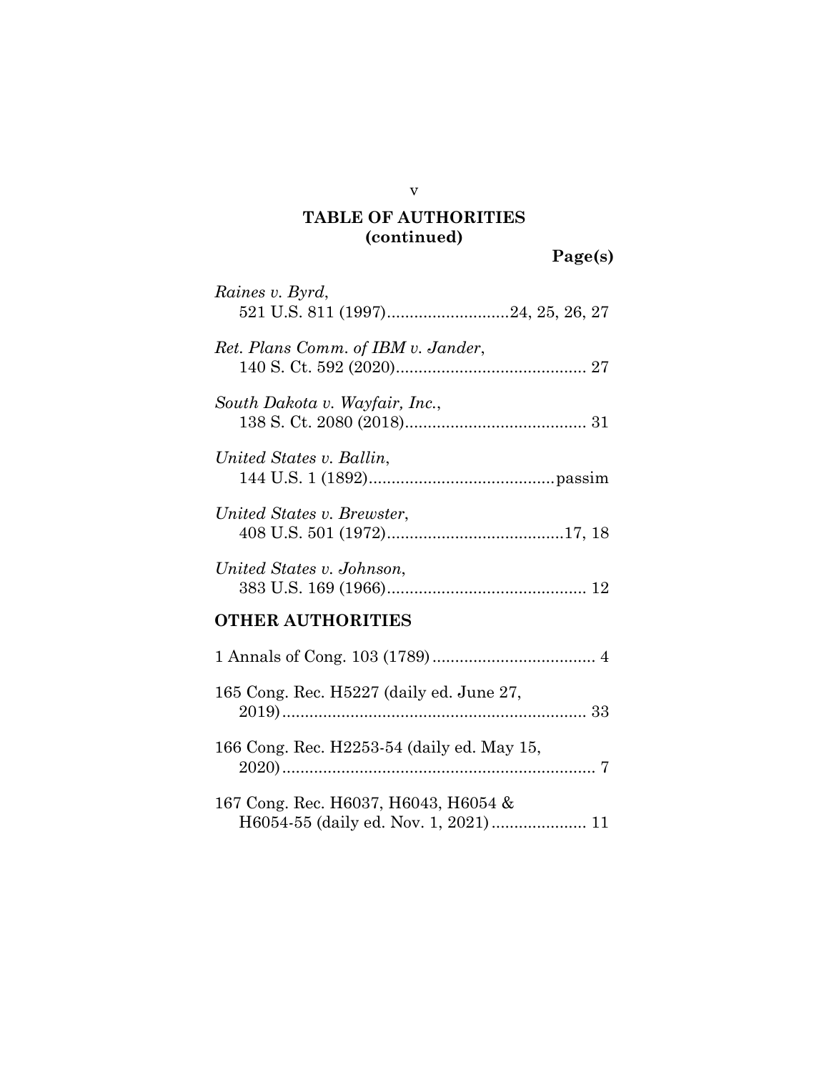## TABLE OF AUTHORITIES (continued)

**Page(s)**

*Raines v. Byrd*,
521 U.S. 811 (1997)...........................24, 25, 26, 27

*Ret. Plans Comm. of IBM v. Jander*,
140 S. Ct. 592 (2020).......................................... 27

*South Dakota v. Wayfair, Inc.*,
138 S. Ct. 2080 (2018)........................................ 31

*United States v. Ballin*,
144 U.S. 1 (1892).........................................passim

*United States v. Brewster*,
408 U.S. 501 (1972).......................................17, 18

*United States v. Johnson*,
383 U.S. 169 (1966)............................................ 12

**OTHER AUTHORITIES**

1 Annals of Cong. 103 (1789).................................... 4

165 Cong. Rec. H5227 (daily ed. June 27, 2019)................................................................... 33

166 Cong. Rec. H2253-54 (daily ed. May 15, 2020)..................................................................... 7

167 Cong. Rec. H6037, H6043, H6054 & H6054-55 (daily ed. Nov. 1, 2021)..................... 11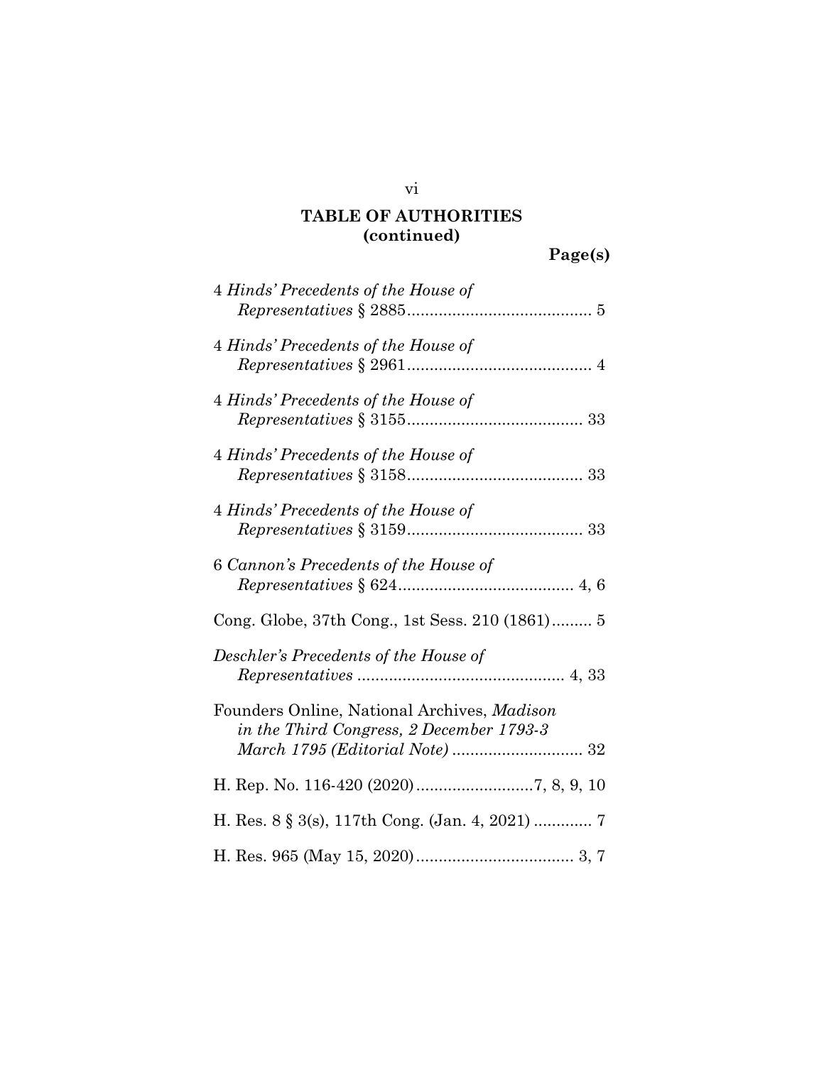## TABLE OF AUTHORITIES (continued)

**Page(s)**

4 *Hinds' Precedents of the House of Representatives* § 2885 .......................................... 5

4 *Hinds' Precedents of the House of Representatives* § 2961 .......................................... 4

4 *Hinds' Precedents of the House of Representatives* § 3155 ........................................ 33

4 *Hinds' Precedents of the House of Representatives* § 3158 ........................................ 33

4 *Hinds' Precedents of the House of Representatives* § 3159 ........................................ 33

6 *Cannon's Precedents of the House of Representatives* § 624 ........................................ 4, 6

Cong. Globe, 37th Cong., 1st Sess. 210 (1861) .......... 5

*Deschler's Precedents of the House of Representatives* ............................................... 4, 33

Founders Online, National Archives, *Madison in the Third Congress, 2 December 1793-3 March 1795 (Editorial Note)* ............................. 32

H. Rep. No. 116-420 (2020) ..........................7, 8, 9, 10

H. Res. 8 § 3(s), 117th Cong. (Jan. 4, 2021) ............. 7

H. Res. 965 (May 15, 2020) .................................... 3, 7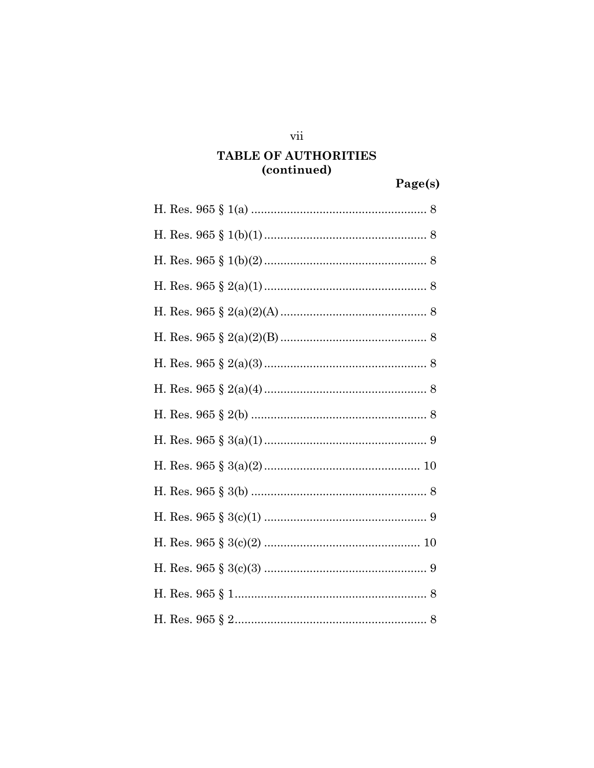## TABLE OF AUTHORITIES (continued)

**Page(s)**

H. Res. 965 § 1(a) ...................................................... 8

H. Res. 965 § 1(b)(1) .................................................. 8

H. Res. 965 § 1(b)(2) .................................................. 8

H. Res. 965 § 2(a)(1) .................................................. 8

H. Res. 965 § 2(a)(2)(A) ............................................. 8

H. Res. 965 § 2(a)(2)(B) ............................................. 8

H. Res. 965 § 2(a)(3) .................................................. 8

H. Res. 965 § 2(a)(4) .................................................. 8

H. Res. 965 § 2(b) ...................................................... 8

H. Res. 965 § 3(a)(1) .................................................. 9

H. Res. 965 § 3(a)(2) ................................................ 10

H. Res. 965 § 3(b) ...................................................... 8

H. Res. 965 § 3(c)(1) .................................................. 9

H. Res. 965 § 3(c)(2) ................................................ 10

H. Res. 965 § 3(c)(3) .................................................. 9

H. Res. 965 § 1 ........................................................... 8

H. Res. 965 § 2 ........................................................... 8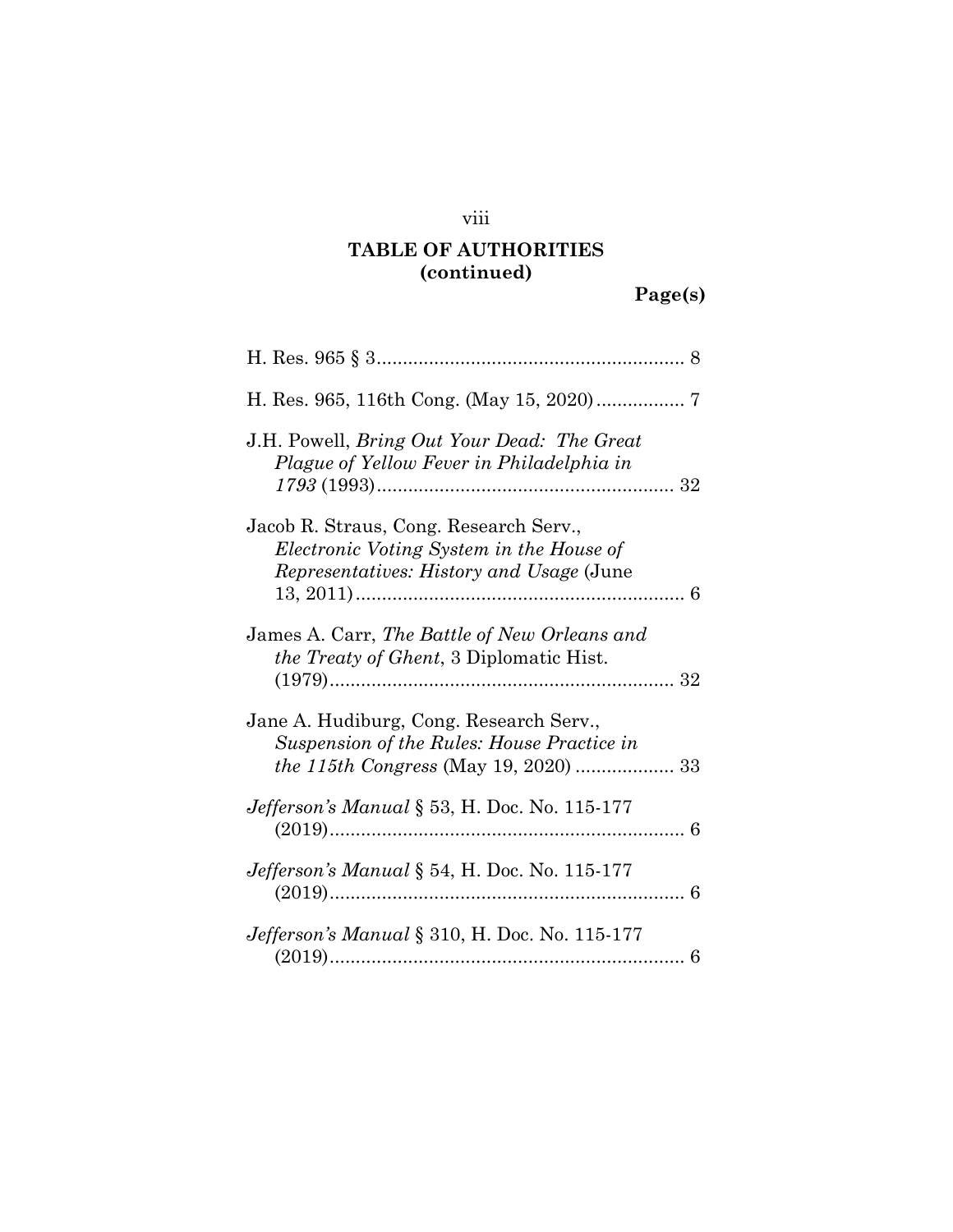## TABLE OF AUTHORITIES (continued)

**Page(s)**

H. Res. 965 § 3 .......................................................... 8

H. Res. 965, 116th Cong. (May 15, 2020) ................ 7

J.H. Powell, *Bring Out Your Dead: The Great Plague of Yellow Fever in Philadelphia in 1793* (1993) ......................................................... 32

Jacob R. Straus, Cong. Research Serv., *Electronic Voting System in the House of Representatives: History and Usage* (June 13, 2011) ............................................................... 6

James A. Carr, *The Battle of New Orleans and the Treaty of Ghent*, 3 Diplomatic Hist. (1979) .................................................................. 32

Jane A. Hudiburg, Cong. Research Serv., *Suspension of the Rules: House Practice in the 115th Congress* (May 19, 2020) ................... 33

*Jefferson's Manual* § 53, H. Doc. No. 115-177 (2019) .................................................................... 6

*Jefferson's Manual* § 54, H. Doc. No. 115-177 (2019) .................................................................... 6

*Jefferson's Manual* § 310, H. Doc. No. 115-177 (2019) .................................................................... 6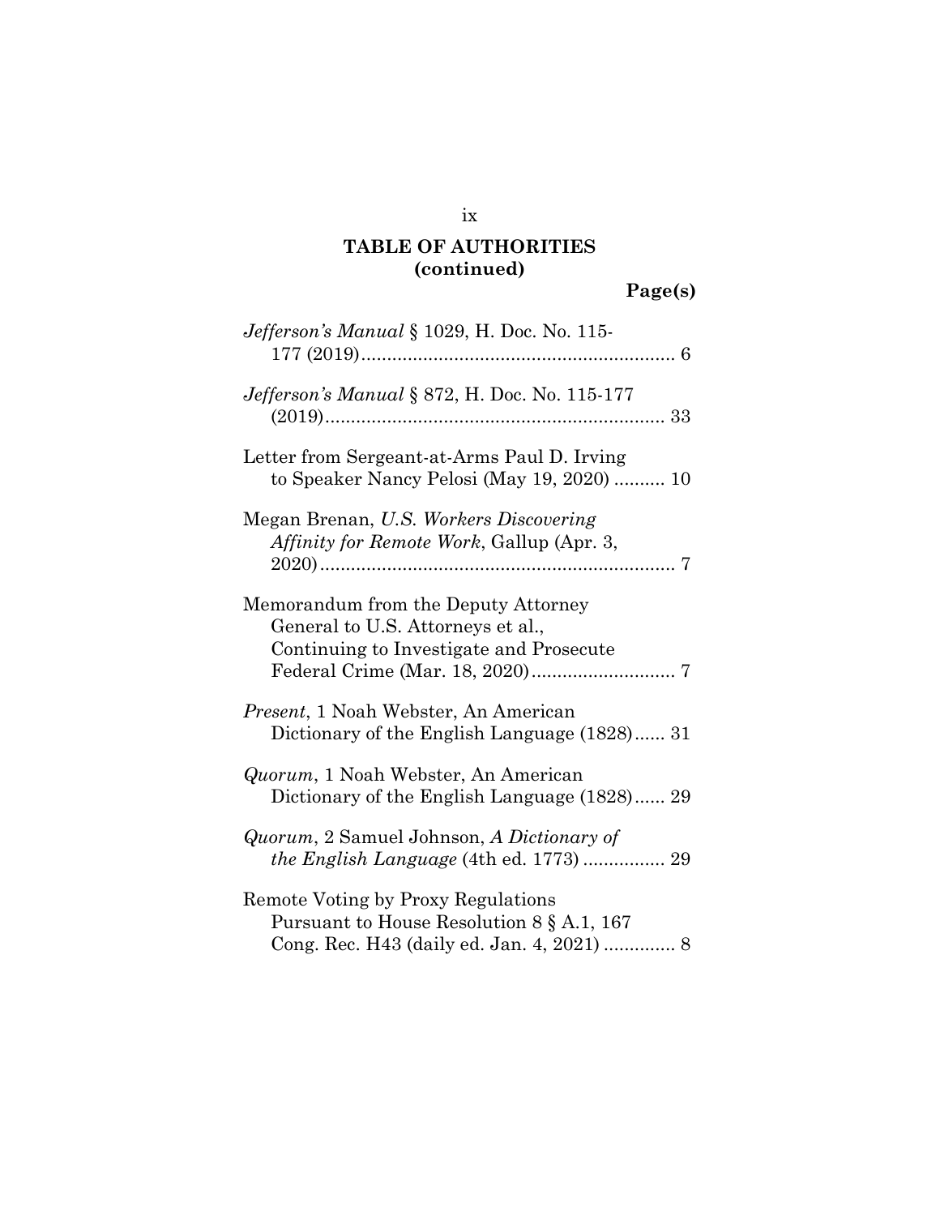## TABLE OF AUTHORITIES (continued)

**Page(s)**

*Jefferson's Manual* § 1029, H. Doc. No. 115-177 (2019)............................................................ 6

*Jefferson's Manual* § 872, H. Doc. No. 115-177 (2019)................................................................. 33

Letter from Sergeant-at-Arms Paul D. Irving to Speaker Nancy Pelosi (May 19, 2020) .......... 10

Megan Brenan, *U.S. Workers Discovering Affinity for Remote Work*, Gallup (Apr. 3, 2020).................................................................... 7

Memorandum from the Deputy Attorney General to U.S. Attorneys et al., Continuing to Investigate and Prosecute Federal Crime (Mar. 18, 2020)............................ 7

*Present*, 1 Noah Webster, An American Dictionary of the English Language (1828)...... 31

*Quorum*, 1 Noah Webster, An American Dictionary of the English Language (1828)...... 29

*Quorum*, 2 Samuel Johnson, *A Dictionary of the English Language* (4th ed. 1773) ................ 29

Remote Voting by Proxy Regulations Pursuant to House Resolution 8 § A.1, 167 Cong. Rec. H43 (daily ed. Jan. 4, 2021) .............. 8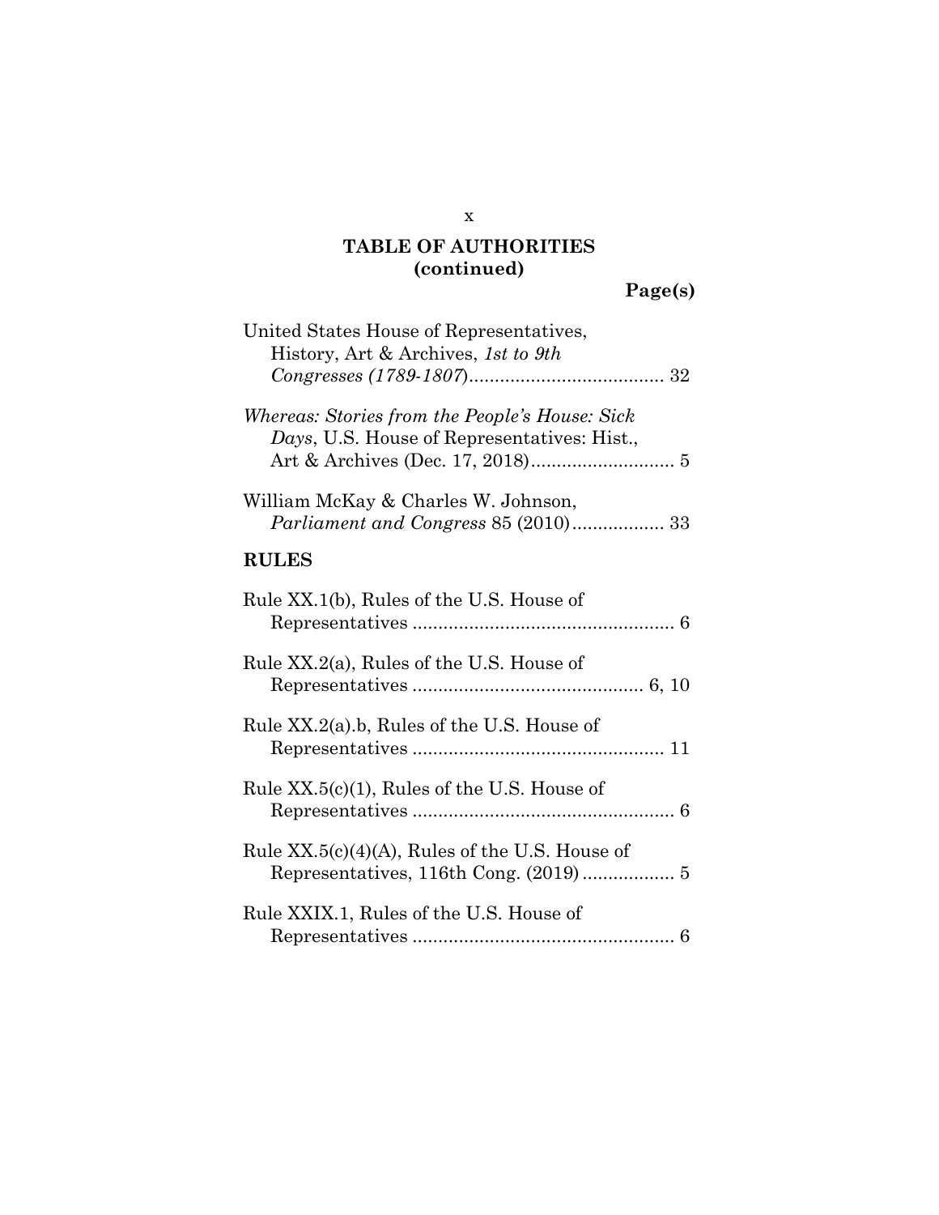## TABLE OF AUTHORITIES (continued)

**Page(s)**

United States House of Representatives, History, Art & Archives, *1st to 9th Congresses (1789-1807*)...................................... 32

*Whereas: Stories from the People's House: Sick Days*, U.S. House of Representatives: Hist., Art & Archives (Dec. 17, 2018)............................ 5

William McKay & Charles W. Johnson, *Parliament and Congress* 85 (2010).................. 33

**RULES**

Rule XX.1(b), Rules of the U.S. House of Representatives ................................................... 6

Rule XX.2(a), Rules of the U.S. House of Representatives ............................................. 6, 10

Rule XX.2(a).b, Rules of the U.S. House of Representatives ................................................. 11

Rule XX.5(c)(1), Rules of the U.S. House of Representatives ................................................... 6

Rule XX.5(c)(4)(A), Rules of the U.S. House of Representatives, 116th Cong. (2019) .................. 5

Rule XXIX.1, Rules of the U.S. House of Representatives ................................................... 6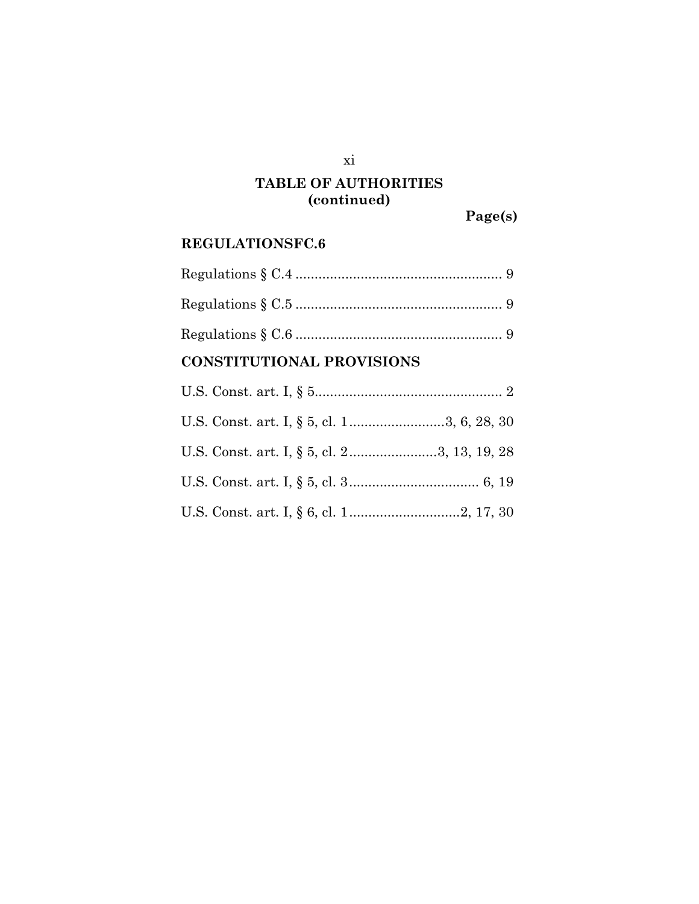# TABLE OF AUTHORITIES (continued)

Page(s)

## REGULATIONSFC.6

Regulations § C.4 ........................................................ 9

Regulations § C.5 ........................................................ 9

Regulations § C.6 ........................................................ 9

## CONSTITUTIONAL PROVISIONS

U.S. Const. art. I, § 5.................................................. 2

U.S. Const. art. I, § 5, cl. 1..........................3, 6, 28, 30

U.S. Const. art. I, § 5, cl. 2........................3, 13, 19, 28

U.S. Const. art. I, § 5, cl. 3.................................. 6, 19

U.S. Const. art. I, § 6, cl. 1.............................2, 17, 30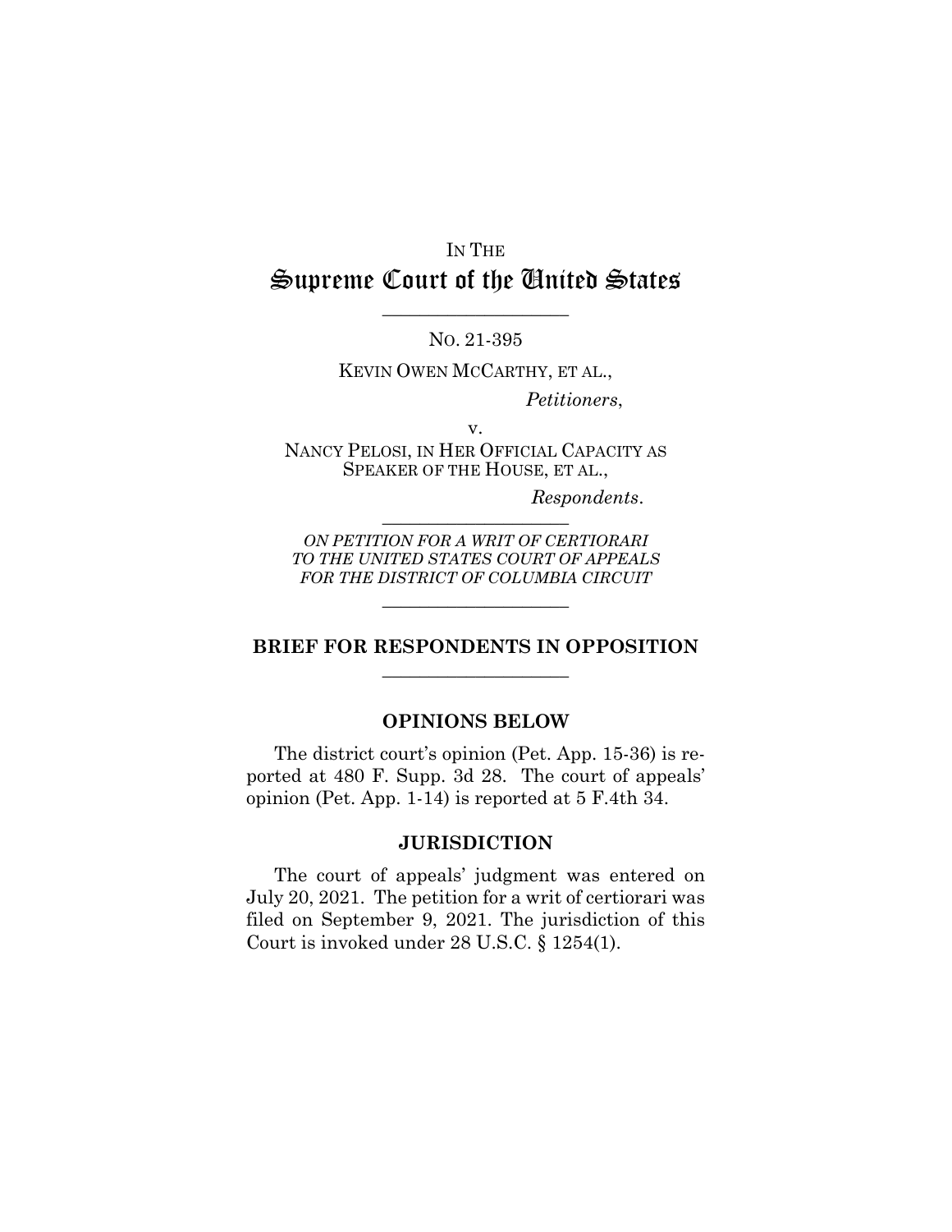IN THE

# Supreme Court of the United States

---

NO. 21-395

KEVIN OWEN MCCARTHY, ET AL.,

*Petitioners*,

v.

NANCY PELOSI, IN HER OFFICIAL CAPACITY AS SPEAKER OF THE HOUSE, ET AL.,

*Respondents*.

---

*ON PETITION FOR A WRIT OF CERTIORARI TO THE UNITED STATES COURT OF APPEALS FOR THE DISTRICT OF COLUMBIA CIRCUIT*

---

## BRIEF FOR RESPONDENTS IN OPPOSITION

---

### OPINIONS BELOW

The district court's opinion (Pet. App. 15-36) is reported at 480 F. Supp. 3d 28. The court of appeals' opinion (Pet. App. 1-14) is reported at 5 F.4th 34.

### JURISDICTION

The court of appeals' judgment was entered on July 20, 2021. The petition for a writ of certiorari was filed on September 9, 2021. The jurisdiction of this Court is invoked under 28 U.S.C. § 1254(1).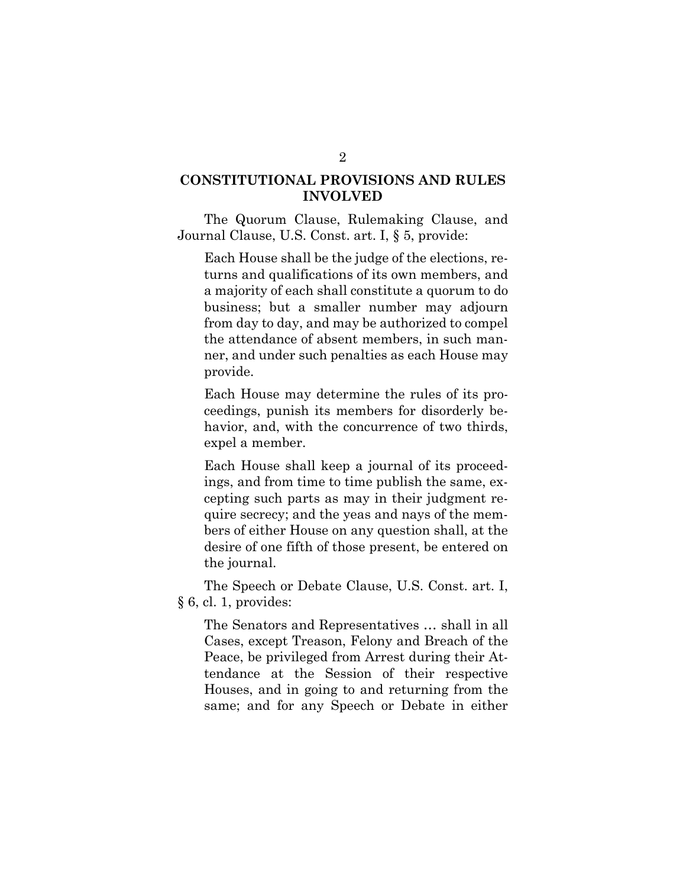## CONSTITUTIONAL PROVISIONS AND RULES INVOLVED

The Quorum Clause, Rulemaking Clause, and Journal Clause, U.S. Const. art. I, § 5, provide:

> Each House shall be the judge of the elections, returns and qualifications of its own members, and a majority of each shall constitute a quorum to do business; but a smaller number may adjourn from day to day, and may be authorized to compel the attendance of absent members, in such manner, and under such penalties as each House may provide.
>
> Each House may determine the rules of its proceedings, punish its members for disorderly behavior, and, with the concurrence of two thirds, expel a member.
>
> Each House shall keep a journal of its proceedings, and from time to time publish the same, excepting such parts as may in their judgment require secrecy; and the yeas and nays of the members of either House on any question shall, at the desire of one fifth of those present, be entered on the journal.

The Speech or Debate Clause, U.S. Const. art. I, § 6, cl. 1, provides:

> The Senators and Representatives … shall in all Cases, except Treason, Felony and Breach of the Peace, be privileged from Arrest during their Attendance at the Session of their respective Houses, and in going to and returning from the same; and for any Speech or Debate in either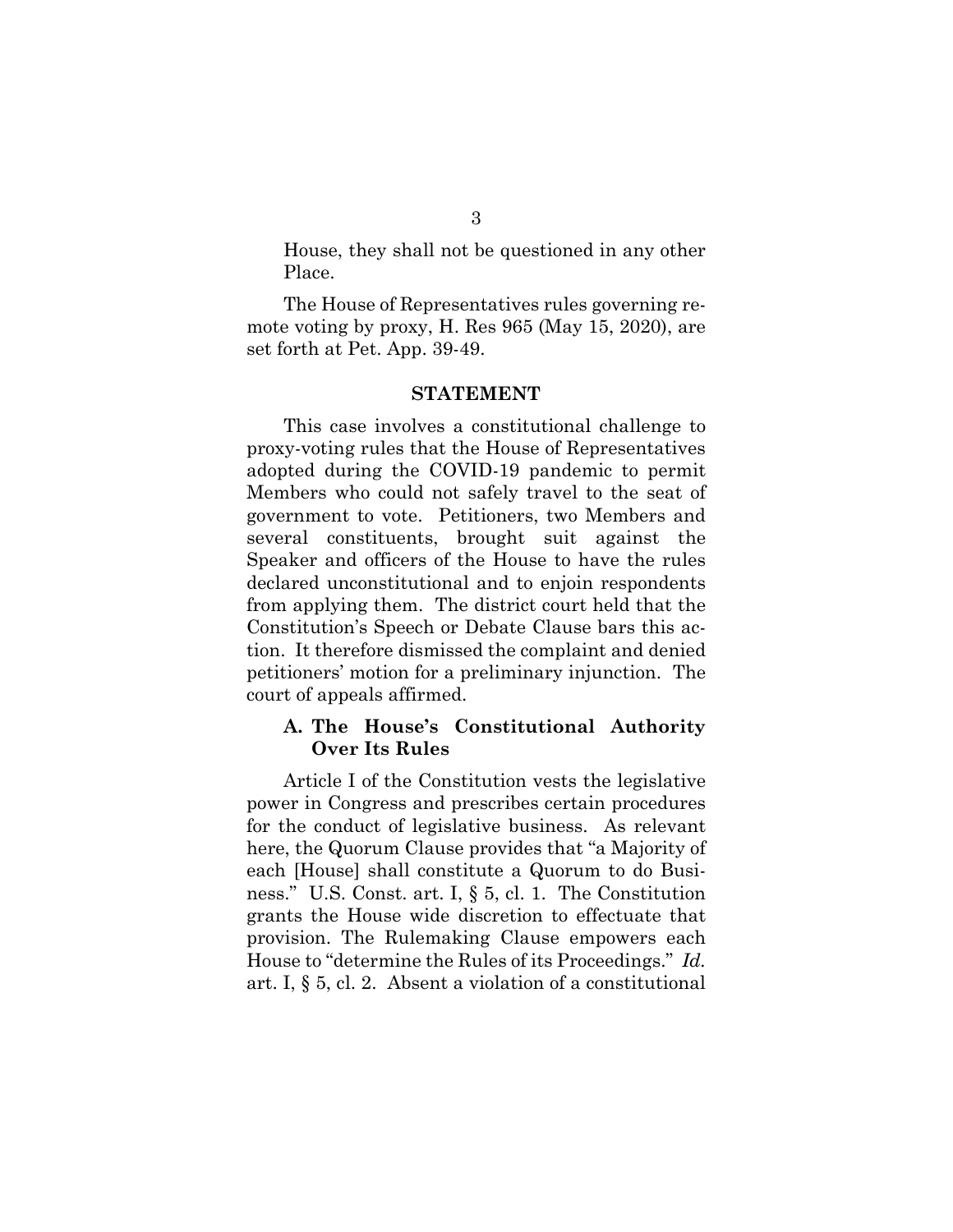House, they shall not be questioned in any other Place.

The House of Representatives rules governing remote voting by proxy, H. Res 965 (May 15, 2020), are set forth at Pet. App. 39-49.

## STATEMENT

This case involves a constitutional challenge to proxy-voting rules that the House of Representatives adopted during the COVID-19 pandemic to permit Members who could not safely travel to the seat of government to vote. Petitioners, two Members and several constituents, brought suit against the Speaker and officers of the House to have the rules declared unconstitutional and to enjoin respondents from applying them. The district court held that the Constitution's Speech or Debate Clause bars this action. It therefore dismissed the complaint and denied petitioners' motion for a preliminary injunction. The court of appeals affirmed.

### A. The House's Constitutional Authority Over Its Rules

Article I of the Constitution vests the legislative power in Congress and prescribes certain procedures for the conduct of legislative business. As relevant here, the Quorum Clause provides that "a Majority of each [House] shall constitute a Quorum to do Business." U.S. Const. art. I, § 5, cl. 1. The Constitution grants the House wide discretion to effectuate that provision. The Rulemaking Clause empowers each House to "determine the Rules of its Proceedings." *Id.* art. I, § 5, cl. 2. Absent a violation of a constitutional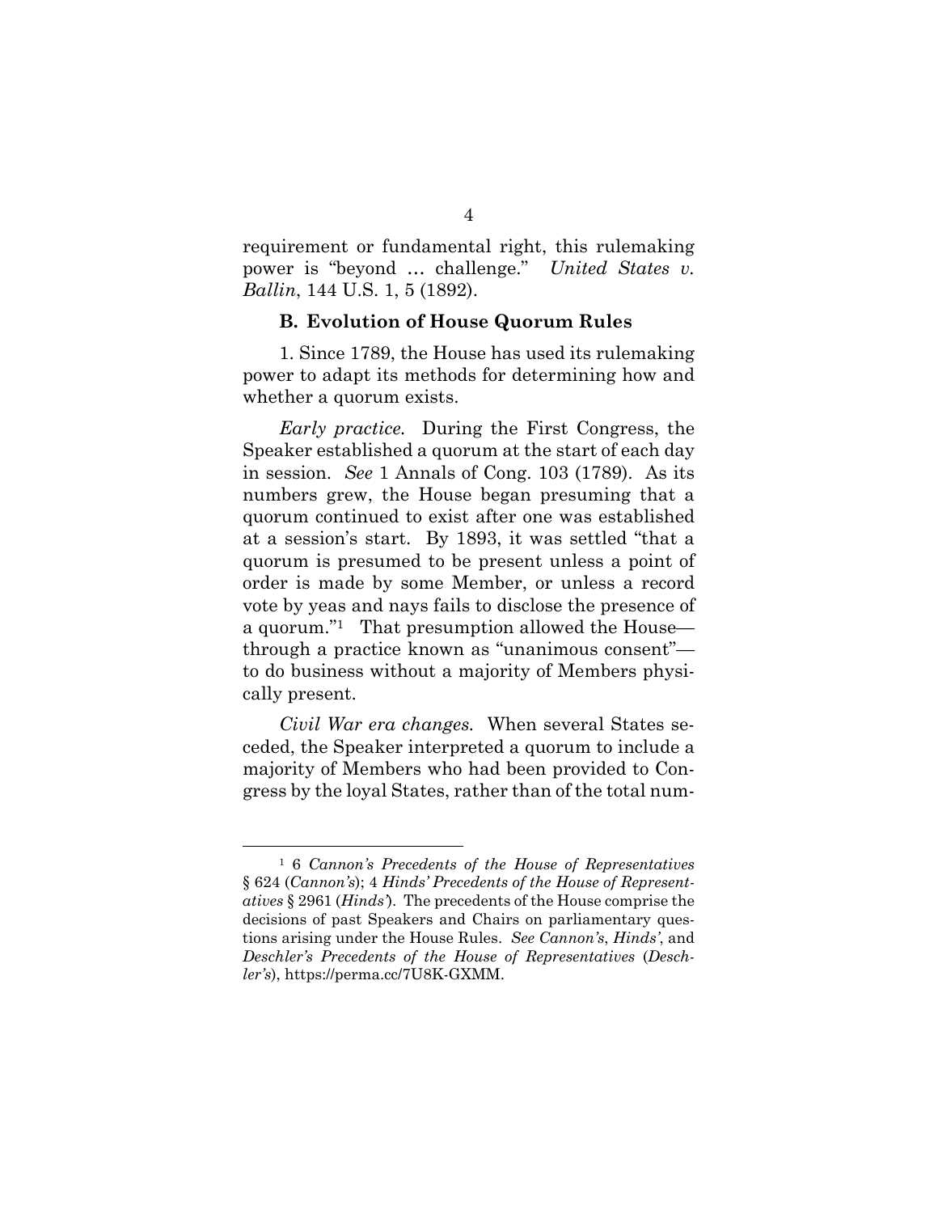requirement or fundamental right, this rulemaking power is "beyond … challenge." *United States v. Ballin*, 144 U.S. 1, 5 (1892).

### B. Evolution of House Quorum Rules

1. Since 1789, the House has used its rulemaking power to adapt its methods for determining how and whether a quorum exists.

*Early practice.* During the First Congress, the Speaker established a quorum at the start of each day in session. *See* 1 Annals of Cong. 103 (1789). As its numbers grew, the House began presuming that a quorum continued to exist after one was established at a session's start. By 1893, it was settled "that a quorum is presumed to be present unless a point of order is made by some Member, or unless a record vote by yeas and nays fails to disclose the presence of a quorum."[1] That presumption allowed the House—through a practice known as "unanimous consent"—to do business without a majority of Members physically present.

*Civil War era changes.* When several States seceded, the Speaker interpreted a quorum to include a majority of Members who had been provided to Congress by the loyal States, rather than of the total num-

---

[1] 6 *Cannon's Precedents of the House of Representatives* § 624 (*Cannon's*); 4 *Hinds' Precedents of the House of Representatives* § 2961 (*Hinds'*). The precedents of the House comprise the decisions of past Speakers and Chairs on parliamentary questions arising under the House Rules. *See Cannon's*, *Hinds'*, and *Deschler's Precedents of the House of Representatives* (*Deschler's*), https://perma.cc/7U8K-GXMM.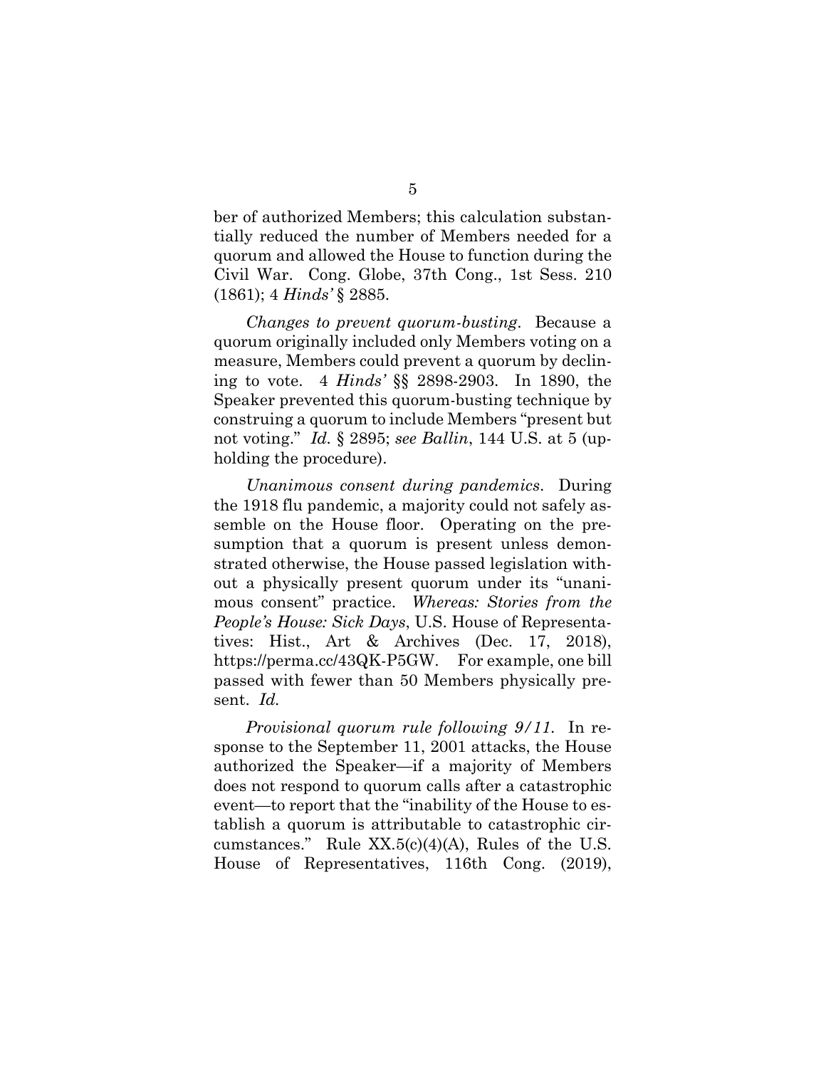ber of authorized Members; this calculation substantially reduced the number of Members needed for a quorum and allowed the House to function during the Civil War. Cong. Globe, 37th Cong., 1st Sess. 210 (1861); 4 *Hinds'* § 2885.

*Changes to prevent quorum-busting.* Because a quorum originally included only Members voting on a measure, Members could prevent a quorum by declining to vote. 4 *Hinds'* §§ 2898-2903. In 1890, the Speaker prevented this quorum-busting technique by construing a quorum to include Members "present but not voting." *Id.* § 2895; *see Ballin*, 144 U.S. at 5 (upholding the procedure).

*Unanimous consent during pandemics.* During the 1918 flu pandemic, a majority could not safely assemble on the House floor. Operating on the presumption that a quorum is present unless demonstrated otherwise, the House passed legislation without a physically present quorum under its "unanimous consent" practice. *Whereas: Stories from the People's House: Sick Days*, U.S. House of Representatives: Hist., Art & Archives (Dec. 17, 2018), https://perma.cc/43QK-P5GW. For example, one bill passed with fewer than 50 Members physically present. *Id.*

*Provisional quorum rule following 9/11.* In response to the September 11, 2001 attacks, the House authorized the Speaker—if a majority of Members does not respond to quorum calls after a catastrophic event—to report that the "inability of the House to establish a quorum is attributable to catastrophic circumstances." Rule XX.5(c)(4)(A), Rules of the U.S. House of Representatives, 116th Cong. (2019),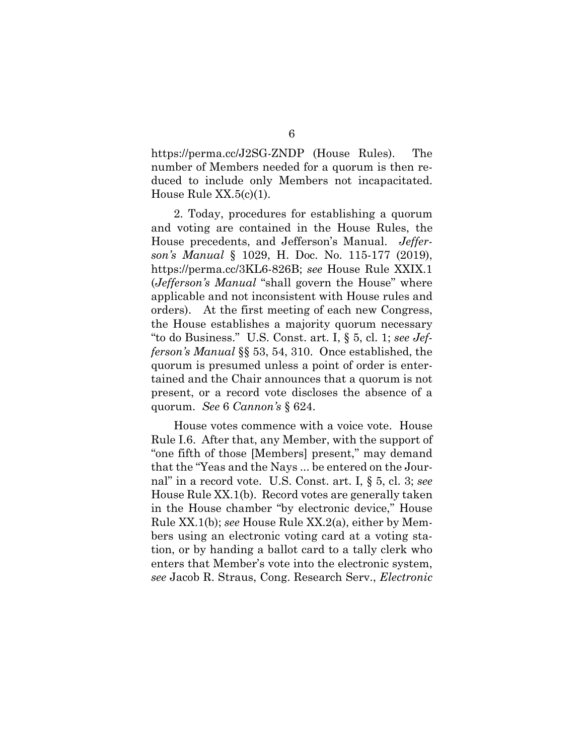https://perma.cc/J2SG-ZNDP (House Rules). The number of Members needed for a quorum is then reduced to include only Members not incapacitated. House Rule XX.5(c)(1).

2. Today, procedures for establishing a quorum and voting are contained in the House Rules, the House precedents, and Jefferson's Manual. *Jefferson's Manual* § 1029, H. Doc. No. 115-177 (2019), https://perma.cc/3KL6-826B; *see* House Rule XXIX.1 (*Jefferson's Manual* "shall govern the House" where applicable and not inconsistent with House rules and orders). At the first meeting of each new Congress, the House establishes a majority quorum necessary "to do Business." U.S. Const. art. I, § 5, cl. 1; *see Jefferson's Manual* §§ 53, 54, 310. Once established, the quorum is presumed unless a point of order is entertained and the Chair announces that a quorum is not present, or a record vote discloses the absence of a quorum. *See* 6 *Cannon's* § 624.

House votes commence with a voice vote. House Rule I.6. After that, any Member, with the support of "one fifth of those [Members] present," may demand that the "Yeas and the Nays ... be entered on the Journal" in a record vote. U.S. Const. art. I, § 5, cl. 3; *see* House Rule XX.1(b). Record votes are generally taken in the House chamber "by electronic device," House Rule XX.1(b); *see* House Rule XX.2(a), either by Members using an electronic voting card at a voting station, or by handing a ballot card to a tally clerk who enters that Member's vote into the electronic system, *see* Jacob R. Straus, Cong. Research Serv., *Electronic*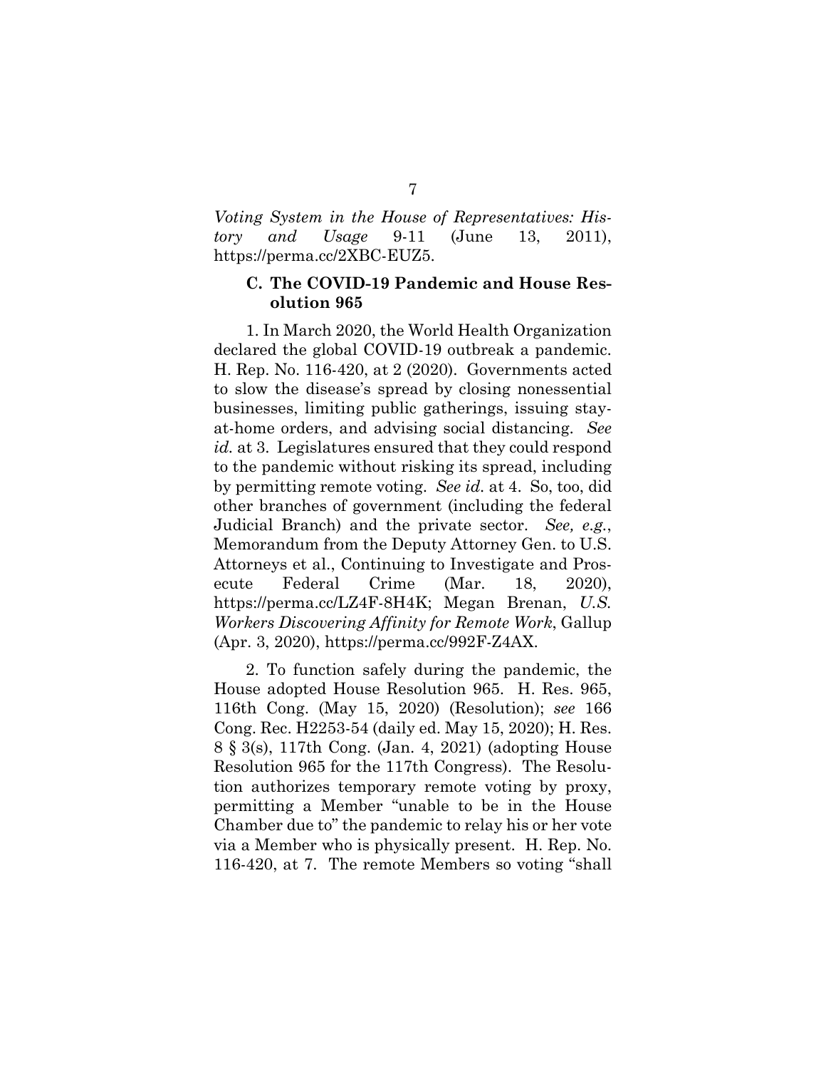*Voting System in the House of Representatives: History and Usage* 9-11 (June 13, 2011), https://perma.cc/2XBC-EUZ5.

### C. The COVID-19 Pandemic and House Resolution 965

1. In March 2020, the World Health Organization declared the global COVID-19 outbreak a pandemic. H. Rep. No. 116-420, at 2 (2020). Governments acted to slow the disease's spread by closing nonessential businesses, limiting public gatherings, issuing stay-at-home orders, and advising social distancing. *See id.* at 3. Legislatures ensured that they could respond to the pandemic without risking its spread, including by permitting remote voting. *See id.* at 4. So, too, did other branches of government (including the federal Judicial Branch) and the private sector. *See, e.g.*, Memorandum from the Deputy Attorney Gen. to U.S. Attorneys et al., Continuing to Investigate and Prosecute Federal Crime (Mar. 18, 2020), https://perma.cc/LZ4F-8H4K; Megan Brenan, *U.S. Workers Discovering Affinity for Remote Work*, Gallup (Apr. 3, 2020), https://perma.cc/992F-Z4AX.

2. To function safely during the pandemic, the House adopted House Resolution 965. H. Res. 965, 116th Cong. (May 15, 2020) (Resolution); *see* 166 Cong. Rec. H2253-54 (daily ed. May 15, 2020); H. Res. 8 § 3(s), 117th Cong. (Jan. 4, 2021) (adopting House Resolution 965 for the 117th Congress). The Resolution authorizes temporary remote voting by proxy, permitting a Member "unable to be in the House Chamber due to" the pandemic to relay his or her vote via a Member who is physically present. H. Rep. No. 116-420, at 7. The remote Members so voting "shall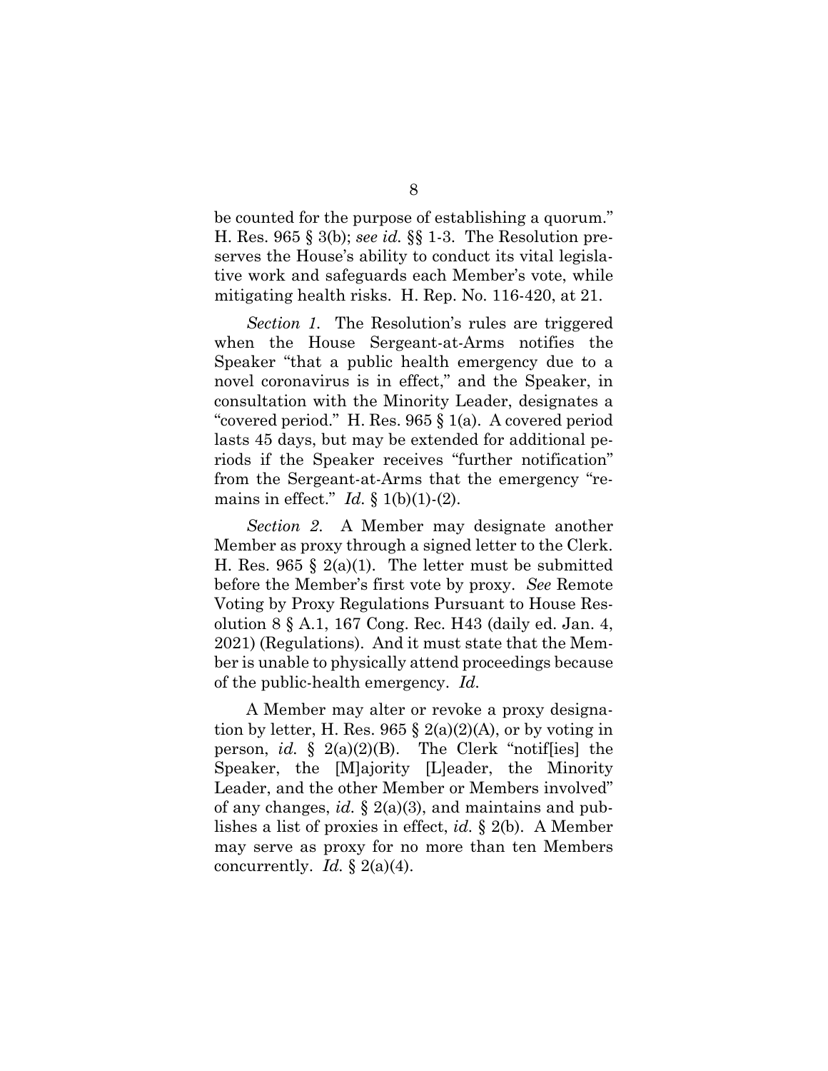be counted for the purpose of establishing a quorum." H. Res. 965 § 3(b); *see id.* §§ 1-3. The Resolution preserves the House's ability to conduct its vital legislative work and safeguards each Member's vote, while mitigating health risks. H. Rep. No. 116-420, at 21.

*Section 1.* The Resolution's rules are triggered when the House Sergeant-at-Arms notifies the Speaker "that a public health emergency due to a novel coronavirus is in effect," and the Speaker, in consultation with the Minority Leader, designates a "covered period." H. Res. 965 § 1(a). A covered period lasts 45 days, but may be extended for additional periods if the Speaker receives "further notification" from the Sergeant-at-Arms that the emergency "remains in effect." *Id.* § 1(b)(1)-(2).

*Section 2.* A Member may designate another Member as proxy through a signed letter to the Clerk. H. Res. 965 § 2(a)(1). The letter must be submitted before the Member's first vote by proxy. *See* Remote Voting by Proxy Regulations Pursuant to House Resolution 8 § A.1, 167 Cong. Rec. H43 (daily ed. Jan. 4, 2021) (Regulations). And it must state that the Member is unable to physically attend proceedings because of the public-health emergency. *Id.*

A Member may alter or revoke a proxy designation by letter, H. Res. 965 § 2(a)(2)(A), or by voting in person, *id.* § 2(a)(2)(B). The Clerk "notif[ies] the Speaker, the [M]ajority [L]eader, the Minority Leader, and the other Member or Members involved" of any changes, *id.* § 2(a)(3), and maintains and publishes a list of proxies in effect, *id.* § 2(b). A Member may serve as proxy for no more than ten Members concurrently. *Id.* § 2(a)(4).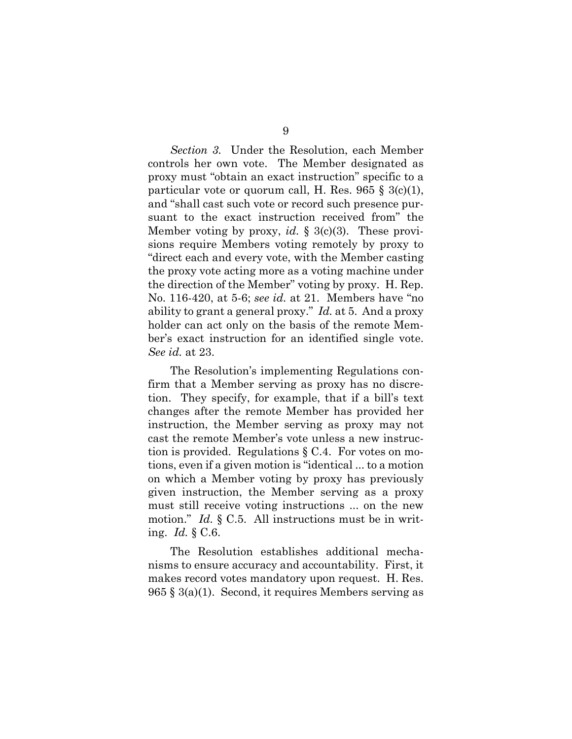*Section 3.* Under the Resolution, each Member controls her own vote. The Member designated as proxy must "obtain an exact instruction" specific to a particular vote or quorum call, H. Res. 965 § 3(c)(1), and "shall cast such vote or record such presence pursuant to the exact instruction received from" the Member voting by proxy, *id.* § 3(c)(3). These provisions require Members voting remotely by proxy to "direct each and every vote, with the Member casting the proxy vote acting more as a voting machine under the direction of the Member" voting by proxy. H. Rep. No. 116-420, at 5-6; *see id.* at 21. Members have "no ability to grant a general proxy." *Id.* at 5. And a proxy holder can act only on the basis of the remote Member's exact instruction for an identified single vote. *See id.* at 23.

The Resolution's implementing Regulations confirm that a Member serving as proxy has no discretion. They specify, for example, that if a bill's text changes after the remote Member has provided her instruction, the Member serving as proxy may not cast the remote Member's vote unless a new instruction is provided. Regulations § C.4. For votes on motions, even if a given motion is "identical ... to a motion on which a Member voting by proxy has previously given instruction, the Member serving as a proxy must still receive voting instructions ... on the new motion." *Id.* § C.5. All instructions must be in writing. *Id.* § C.6.

The Resolution establishes additional mechanisms to ensure accuracy and accountability. First, it makes record votes mandatory upon request. H. Res. 965 § 3(a)(1). Second, it requires Members serving as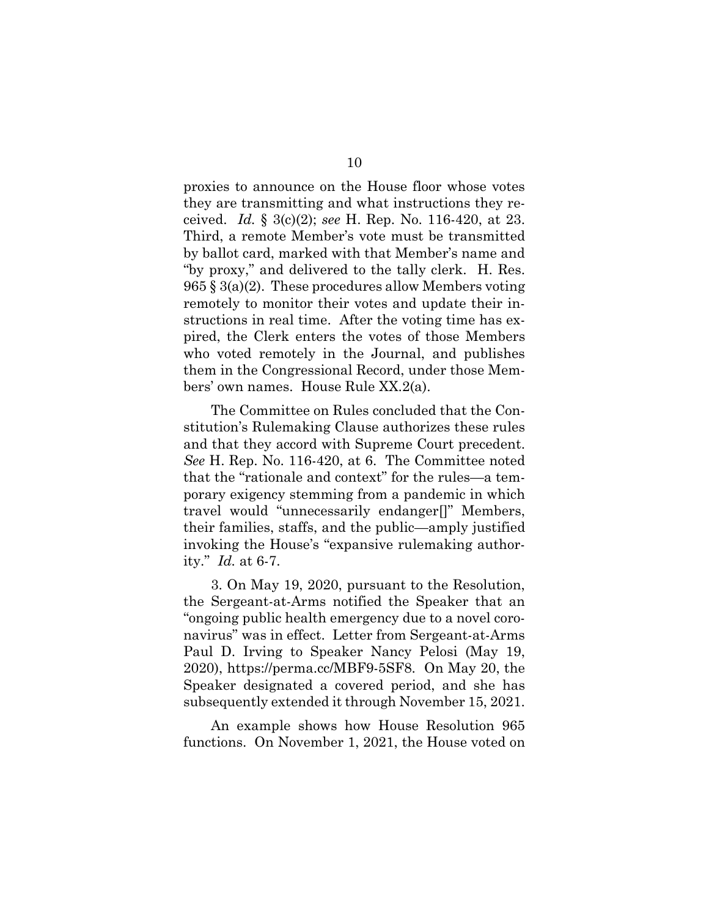proxies to announce on the House floor whose votes they are transmitting and what instructions they received. *Id.* § 3(c)(2); *see* H. Rep. No. 116-420, at 23. Third, a remote Member's vote must be transmitted by ballot card, marked with that Member's name and "by proxy," and delivered to the tally clerk. H. Res. 965 § 3(a)(2). These procedures allow Members voting remotely to monitor their votes and update their instructions in real time. After the voting time has expired, the Clerk enters the votes of those Members who voted remotely in the Journal, and publishes them in the Congressional Record, under those Members' own names. House Rule XX.2(a).

The Committee on Rules concluded that the Constitution's Rulemaking Clause authorizes these rules and that they accord with Supreme Court precedent. *See* H. Rep. No. 116-420, at 6. The Committee noted that the "rationale and context" for the rules—a temporary exigency stemming from a pandemic in which travel would "unnecessarily endanger[]" Members, their families, staffs, and the public—amply justified invoking the House's "expansive rulemaking authority." *Id.* at 6-7.

3. On May 19, 2020, pursuant to the Resolution, the Sergeant-at-Arms notified the Speaker that an "ongoing public health emergency due to a novel coronavirus" was in effect. Letter from Sergeant-at-Arms Paul D. Irving to Speaker Nancy Pelosi (May 19, 2020), https://perma.cc/MBF9-5SF8. On May 20, the Speaker designated a covered period, and she has subsequently extended it through November 15, 2021.

An example shows how House Resolution 965 functions. On November 1, 2021, the House voted on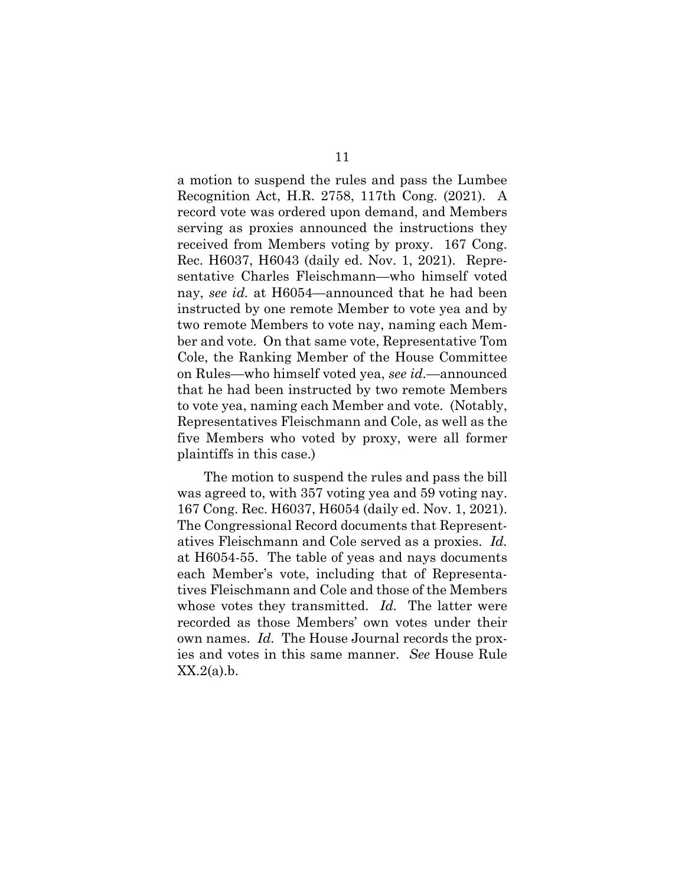a motion to suspend the rules and pass the Lumbee Recognition Act, H.R. 2758, 117th Cong. (2021). A record vote was ordered upon demand, and Members serving as proxies announced the instructions they received from Members voting by proxy. 167 Cong. Rec. H6037, H6043 (daily ed. Nov. 1, 2021). Representative Charles Fleischmann—who himself voted nay, *see id.* at H6054—announced that he had been instructed by one remote Member to vote yea and by two remote Members to vote nay, naming each Member and vote. On that same vote, Representative Tom Cole, the Ranking Member of the House Committee on Rules—who himself voted yea, *see id.*—announced that he had been instructed by two remote Members to vote yea, naming each Member and vote. (Notably, Representatives Fleischmann and Cole, as well as the five Members who voted by proxy, were all former plaintiffs in this case.)

The motion to suspend the rules and pass the bill was agreed to, with 357 voting yea and 59 voting nay. 167 Cong. Rec. H6037, H6054 (daily ed. Nov. 1, 2021). The Congressional Record documents that Representatives Fleischmann and Cole served as a proxies. *Id.* at H6054-55. The table of yeas and nays documents each Member's vote, including that of Representatives Fleischmann and Cole and those of the Members whose votes they transmitted. *Id.* The latter were recorded as those Members' own votes under their own names. *Id.* The House Journal records the proxies and votes in this same manner. *See* House Rule XX.2(a).b.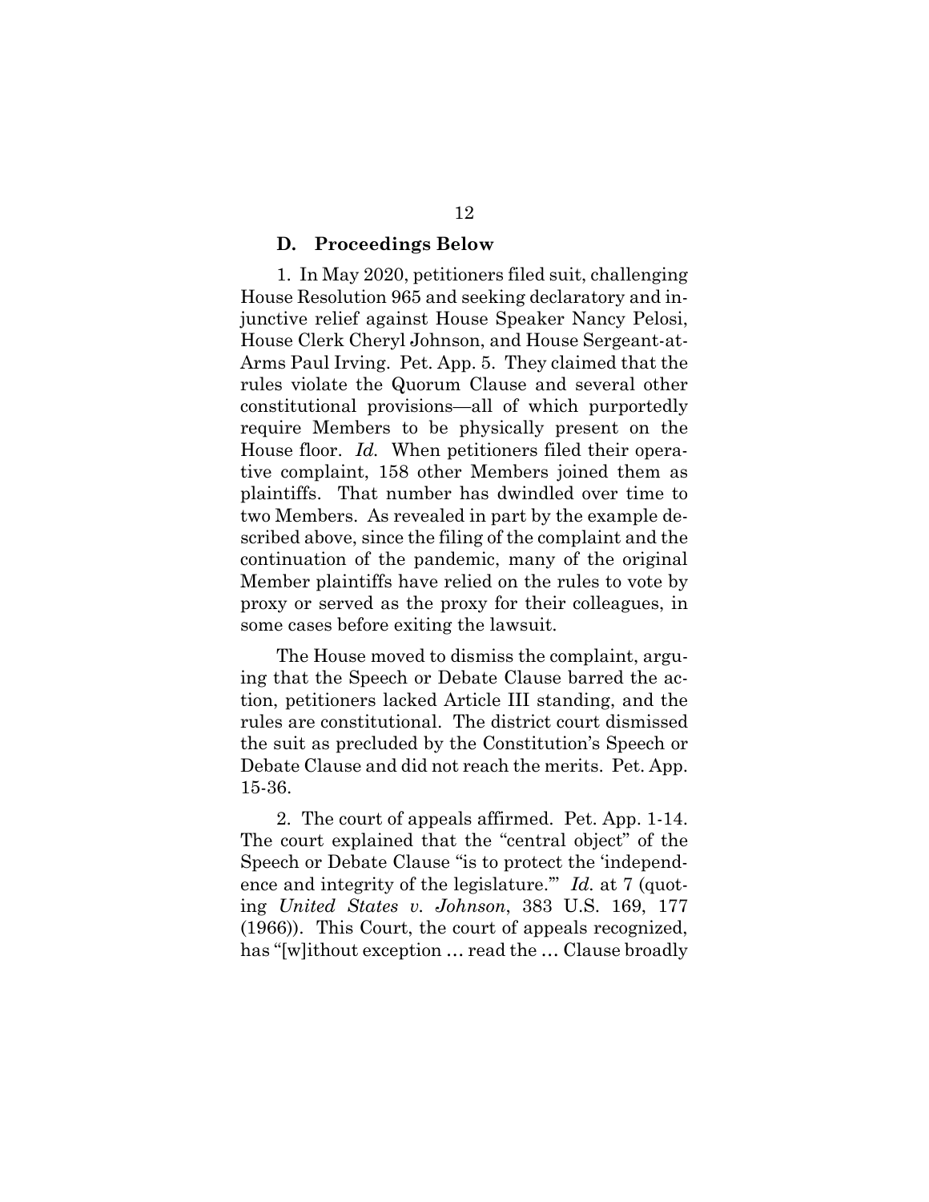### D. Proceedings Below

1. In May 2020, petitioners filed suit, challenging House Resolution 965 and seeking declaratory and injunctive relief against House Speaker Nancy Pelosi, House Clerk Cheryl Johnson, and House Sergeant-at-Arms Paul Irving. Pet. App. 5. They claimed that the rules violate the Quorum Clause and several other constitutional provisions—all of which purportedly require Members to be physically present on the House floor. *Id.* When petitioners filed their operative complaint, 158 other Members joined them as plaintiffs. That number has dwindled over time to two Members. As revealed in part by the example described above, since the filing of the complaint and the continuation of the pandemic, many of the original Member plaintiffs have relied on the rules to vote by proxy or served as the proxy for their colleagues, in some cases before exiting the lawsuit.

The House moved to dismiss the complaint, arguing that the Speech or Debate Clause barred the action, petitioners lacked Article III standing, and the rules are constitutional. The district court dismissed the suit as precluded by the Constitution's Speech or Debate Clause and did not reach the merits. Pet. App. 15-36.

2. The court of appeals affirmed. Pet. App. 1-14. The court explained that the "central object" of the Speech or Debate Clause "is to protect the 'independence and integrity of the legislature.'" *Id.* at 7 (quoting *United States v. Johnson*, 383 U.S. 169, 177 (1966)). This Court, the court of appeals recognized, has "[w]ithout exception … read the … Clause broadly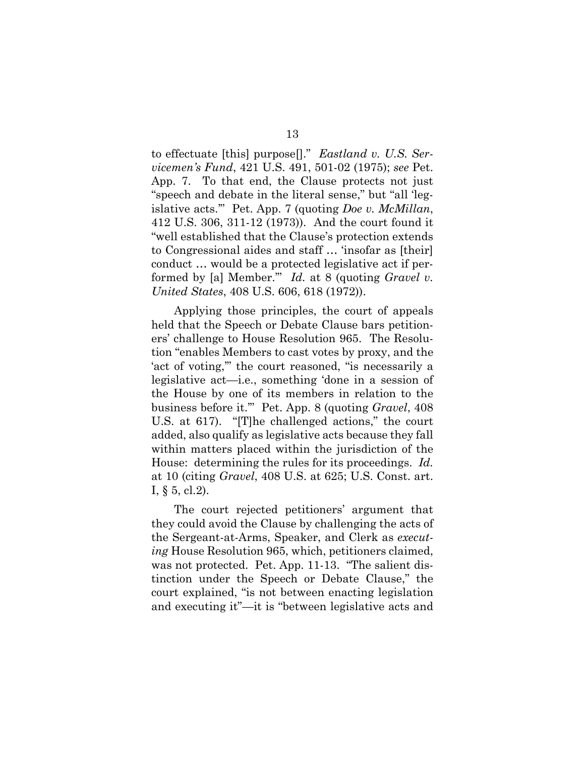to effectuate [this] purpose[]." *Eastland v. U.S. Servicemen's Fund*, 421 U.S. 491, 501-02 (1975); *see* Pet. App. 7. To that end, the Clause protects not just "speech and debate in the literal sense," but "all 'legislative acts.'" Pet. App. 7 (quoting *Doe v. McMillan*, 412 U.S. 306, 311-12 (1973)). And the court found it "well established that the Clause's protection extends to Congressional aides and staff … 'insofar as [their] conduct … would be a protected legislative act if performed by [a] Member.'" *Id.* at 8 (quoting *Gravel v. United States*, 408 U.S. 606, 618 (1972)).

Applying those principles, the court of appeals held that the Speech or Debate Clause bars petitioners' challenge to House Resolution 965. The Resolution "enables Members to cast votes by proxy, and the 'act of voting,'" the court reasoned, "is necessarily a legislative act—i.e., something 'done in a session of the House by one of its members in relation to the business before it.'" Pet. App. 8 (quoting *Gravel*, 408 U.S. at 617). "[T]he challenged actions," the court added, also qualify as legislative acts because they fall within matters placed within the jurisdiction of the House: determining the rules for its proceedings. *Id.* at 10 (citing *Gravel*, 408 U.S. at 625; U.S. Const. art. I, § 5, cl.2).

The court rejected petitioners' argument that they could avoid the Clause by challenging the acts of the Sergeant-at-Arms, Speaker, and Clerk as *executing* House Resolution 965, which, petitioners claimed, was not protected. Pet. App. 11-13. "The salient distinction under the Speech or Debate Clause," the court explained, "is not between enacting legislation and executing it"—it is "between legislative acts and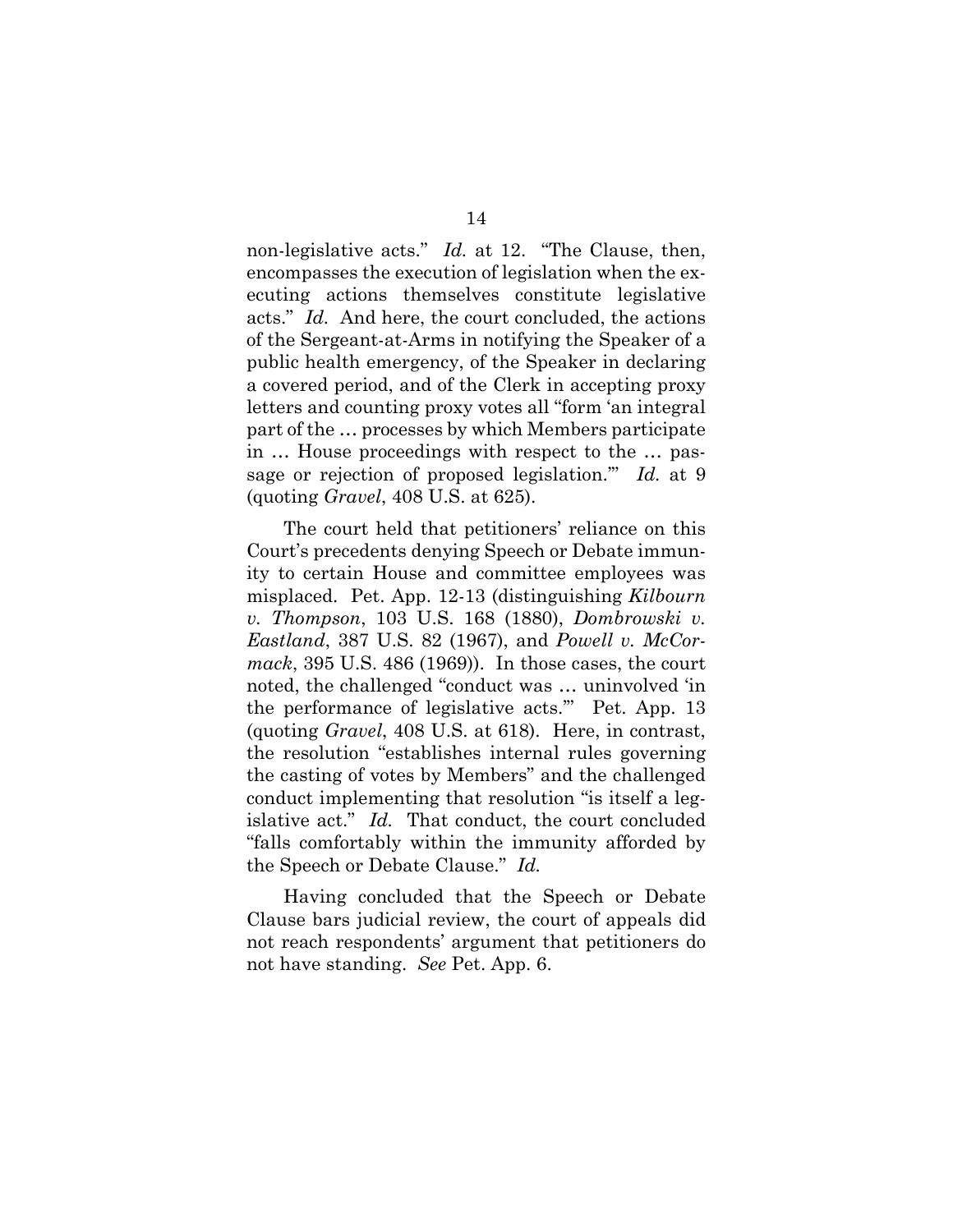non-legislative acts." *Id.* at 12. "The Clause, then, encompasses the execution of legislation when the executing actions themselves constitute legislative acts." *Id.* And here, the court concluded, the actions of the Sergeant-at-Arms in notifying the Speaker of a public health emergency, of the Speaker in declaring a covered period, and of the Clerk in accepting proxy letters and counting proxy votes all "form 'an integral part of the … processes by which Members participate in … House proceedings with respect to the … passage or rejection of proposed legislation.'" *Id.* at 9 (quoting *Gravel*, 408 U.S. at 625).

The court held that petitioners' reliance on this Court's precedents denying Speech or Debate immunity to certain House and committee employees was misplaced. Pet. App. 12-13 (distinguishing *Kilbourn v. Thompson*, 103 U.S. 168 (1880), *Dombrowski v. Eastland*, 387 U.S. 82 (1967), and *Powell v. McCormack*, 395 U.S. 486 (1969)). In those cases, the court noted, the challenged "conduct was … uninvolved 'in the performance of legislative acts.'" Pet. App. 13 (quoting *Gravel*, 408 U.S. at 618). Here, in contrast, the resolution "establishes internal rules governing the casting of votes by Members" and the challenged conduct implementing that resolution "is itself a legislative act." *Id.* That conduct, the court concluded "falls comfortably within the immunity afforded by the Speech or Debate Clause." *Id.*

Having concluded that the Speech or Debate Clause bars judicial review, the court of appeals did not reach respondents' argument that petitioners do not have standing. *See* Pet. App. 6.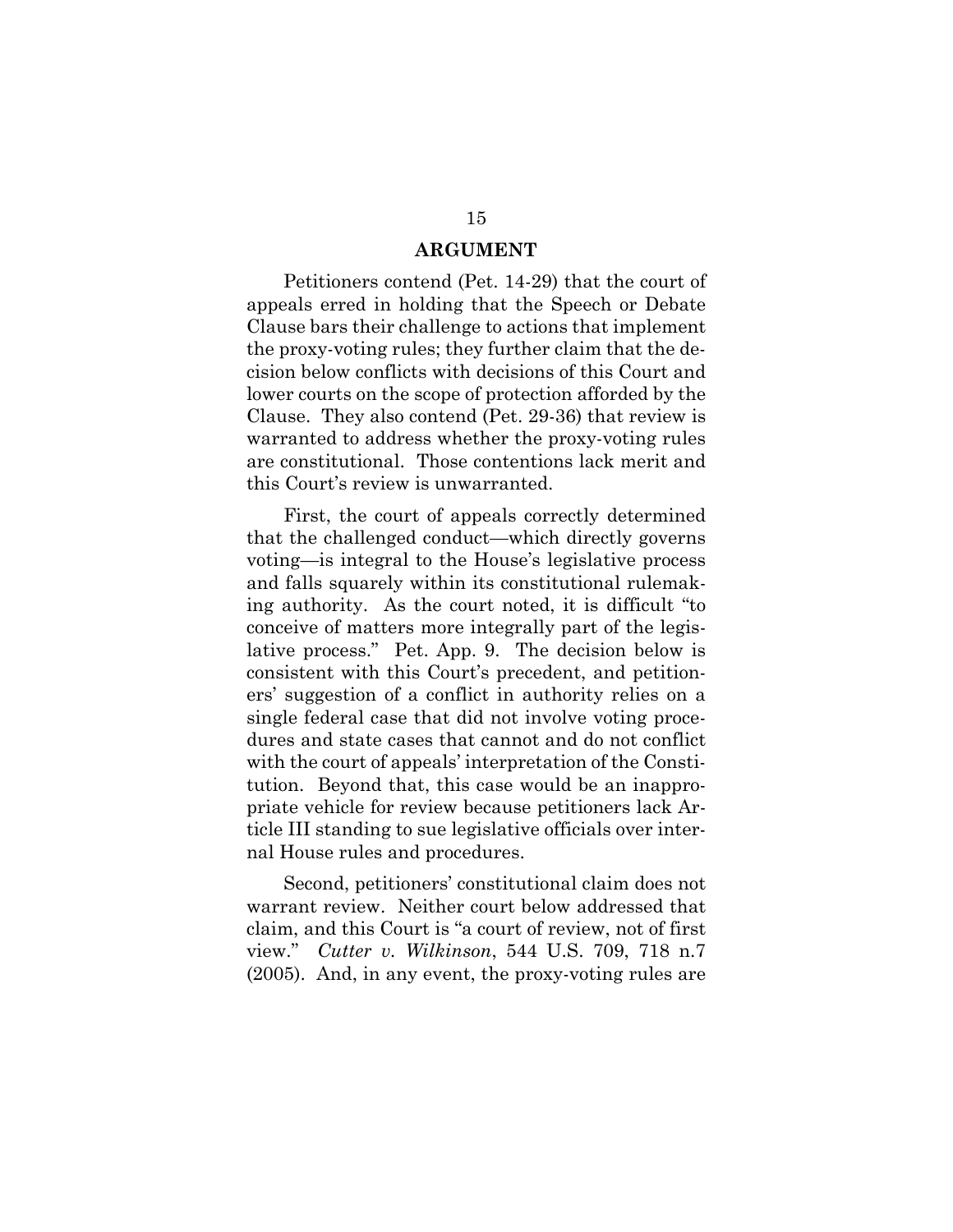## ARGUMENT

Petitioners contend (Pet. 14-29) that the court of appeals erred in holding that the Speech or Debate Clause bars their challenge to actions that implement the proxy-voting rules; they further claim that the decision below conflicts with decisions of this Court and lower courts on the scope of protection afforded by the Clause. They also contend (Pet. 29-36) that review is warranted to address whether the proxy-voting rules are constitutional. Those contentions lack merit and this Court's review is unwarranted.

First, the court of appeals correctly determined that the challenged conduct—which directly governs voting—is integral to the House's legislative process and falls squarely within its constitutional rulemaking authority. As the court noted, it is difficult "to conceive of matters more integrally part of the legislative process." Pet. App. 9. The decision below is consistent with this Court's precedent, and petitioners' suggestion of a conflict in authority relies on a single federal case that did not involve voting procedures and state cases that cannot and do not conflict with the court of appeals' interpretation of the Constitution. Beyond that, this case would be an inappropriate vehicle for review because petitioners lack Article III standing to sue legislative officials over internal House rules and procedures.

Second, petitioners' constitutional claim does not warrant review. Neither court below addressed that claim, and this Court is "a court of review, not of first view." *Cutter v. Wilkinson*, 544 U.S. 709, 718 n.7 (2005). And, in any event, the proxy-voting rules are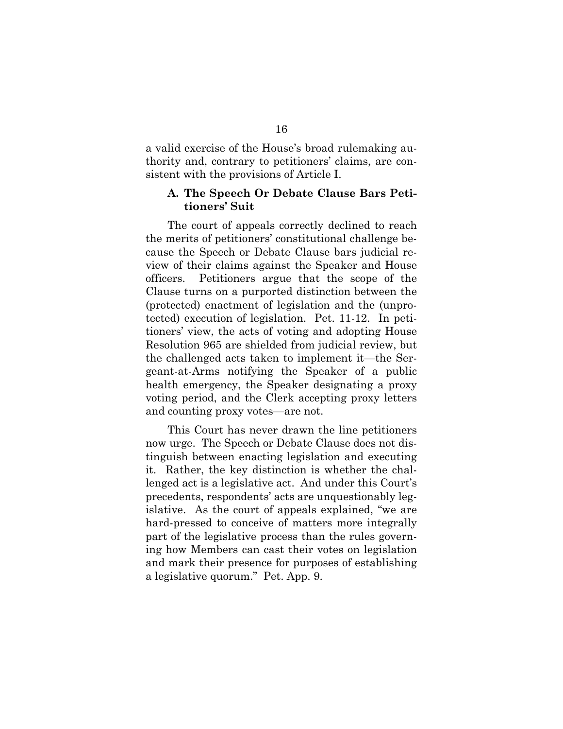a valid exercise of the House's broad rulemaking authority and, contrary to petitioners' claims, are consistent with the provisions of Article I.

### A. The Speech Or Debate Clause Bars Petitioners' Suit

The court of appeals correctly declined to reach the merits of petitioners' constitutional challenge because the Speech or Debate Clause bars judicial review of their claims against the Speaker and House officers. Petitioners argue that the scope of the Clause turns on a purported distinction between the (protected) enactment of legislation and the (unprotected) execution of legislation. Pet. 11-12. In petitioners' view, the acts of voting and adopting House Resolution 965 are shielded from judicial review, but the challenged acts taken to implement it—the Sergeant-at-Arms notifying the Speaker of a public health emergency, the Speaker designating a proxy voting period, and the Clerk accepting proxy letters and counting proxy votes—are not.

This Court has never drawn the line petitioners now urge. The Speech or Debate Clause does not distinguish between enacting legislation and executing it. Rather, the key distinction is whether the challenged act is a legislative act. And under this Court's precedents, respondents' acts are unquestionably legislative. As the court of appeals explained, "we are hard-pressed to conceive of matters more integrally part of the legislative process than the rules governing how Members can cast their votes on legislation and mark their presence for purposes of establishing a legislative quorum." Pet. App. 9.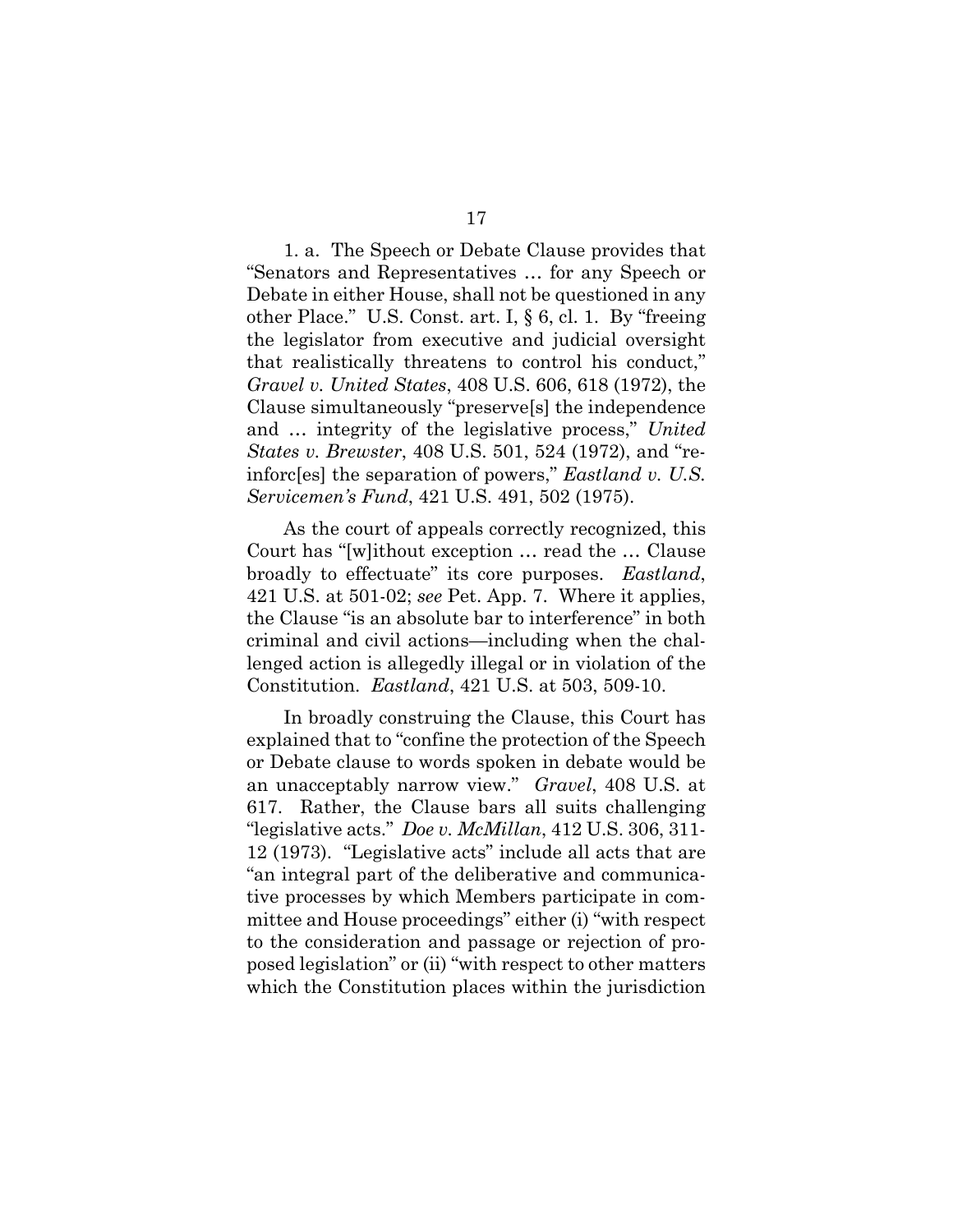1. a. The Speech or Debate Clause provides that "Senators and Representatives … for any Speech or Debate in either House, shall not be questioned in any other Place." U.S. Const. art. I, § 6, cl. 1. By "freeing the legislator from executive and judicial oversight that realistically threatens to control his conduct," *Gravel v. United States*, 408 U.S. 606, 618 (1972), the Clause simultaneously "preserve[s] the independence and … integrity of the legislative process," *United States v. Brewster*, 408 U.S. 501, 524 (1972), and "reinforc[es] the separation of powers," *Eastland v. U.S. Servicemen's Fund*, 421 U.S. 491, 502 (1975).

As the court of appeals correctly recognized, this Court has "[w]ithout exception … read the … Clause broadly to effectuate" its core purposes. *Eastland*, 421 U.S. at 501-02; *see* Pet. App. 7. Where it applies, the Clause "is an absolute bar to interference" in both criminal and civil actions—including when the challenged action is allegedly illegal or in violation of the Constitution. *Eastland*, 421 U.S. at 503, 509-10.

In broadly construing the Clause, this Court has explained that to "confine the protection of the Speech or Debate clause to words spoken in debate would be an unacceptably narrow view." *Gravel*, 408 U.S. at 617. Rather, the Clause bars all suits challenging "legislative acts." *Doe v. McMillan*, 412 U.S. 306, 311-12 (1973). "Legislative acts" include all acts that are "an integral part of the deliberative and communicative processes by which Members participate in committee and House proceedings" either (i) "with respect to the consideration and passage or rejection of proposed legislation" or (ii) "with respect to other matters which the Constitution places within the jurisdiction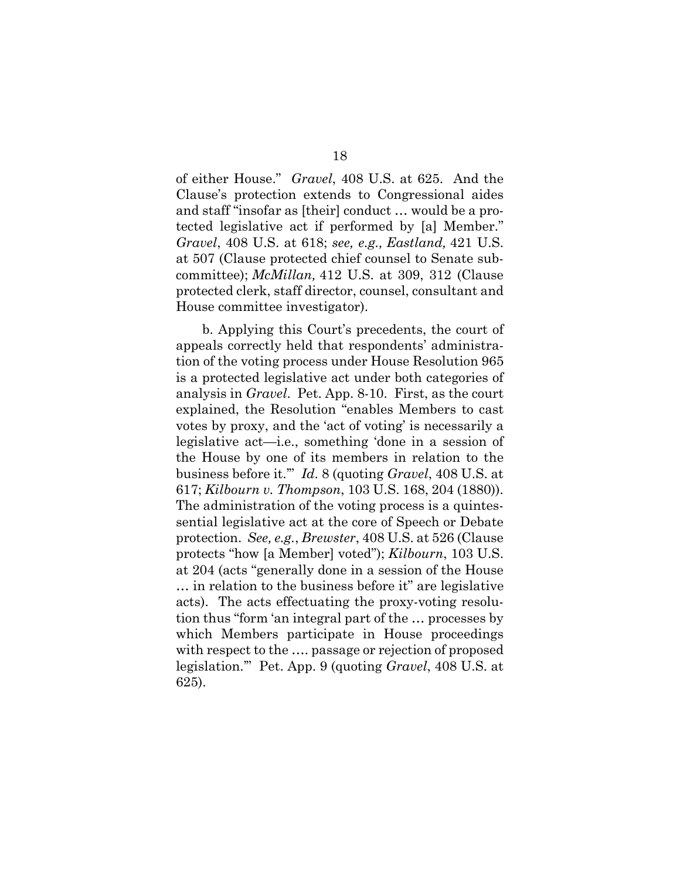of either House." *Gravel*, 408 U.S. at 625. And the Clause's protection extends to Congressional aides and staff "insofar as [their] conduct … would be a protected legislative act if performed by [a] Member." *Gravel*, 408 U.S. at 618; *see, e.g., Eastland,* 421 U.S. at 507 (Clause protected chief counsel to Senate subcommittee); *McMillan,* 412 U.S. at 309, 312 (Clause protected clerk, staff director, counsel, consultant and House committee investigator).

b. Applying this Court's precedents, the court of appeals correctly held that respondents' administration of the voting process under House Resolution 965 is a protected legislative act under both categories of analysis in *Gravel*. Pet. App. 8-10. First, as the court explained, the Resolution "enables Members to cast votes by proxy, and the 'act of voting' is necessarily a legislative act—i.e., something 'done in a session of the House by one of its members in relation to the business before it.'" *Id*. 8 (quoting *Gravel*, 408 U.S. at 617; *Kilbourn v. Thompson*, 103 U.S. 168, 204 (1880)). The administration of the voting process is a quintessential legislative act at the core of Speech or Debate protection. *See, e.g.*, *Brewster*, 408 U.S. at 526 (Clause protects "how [a Member] voted"); *Kilbourn*, 103 U.S. at 204 (acts "generally done in a session of the House … in relation to the business before it" are legislative acts). The acts effectuating the proxy-voting resolution thus "form 'an integral part of the … processes by which Members participate in House proceedings with respect to the …. passage or rejection of proposed legislation.'" Pet. App. 9 (quoting *Gravel*, 408 U.S. at 625).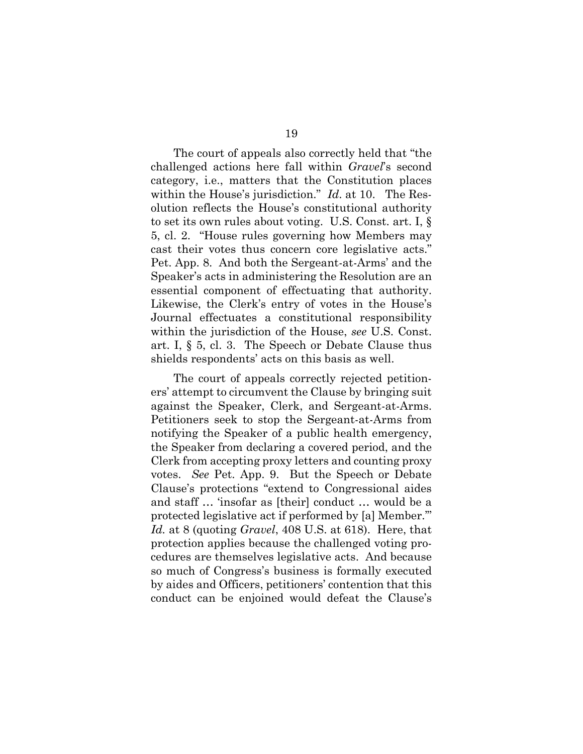The court of appeals also correctly held that "the challenged actions here fall within *Gravel*'s second category, i.e., matters that the Constitution places within the House's jurisdiction." *Id*. at 10. The Resolution reflects the House's constitutional authority to set its own rules about voting. U.S. Const. art. I, § 5, cl. 2. "House rules governing how Members may cast their votes thus concern core legislative acts." Pet. App. 8. And both the Sergeant-at-Arms' and the Speaker's acts in administering the Resolution are an essential component of effectuating that authority. Likewise, the Clerk's entry of votes in the House's Journal effectuates a constitutional responsibility within the jurisdiction of the House, *see* U.S. Const. art. I, § 5, cl. 3. The Speech or Debate Clause thus shields respondents' acts on this basis as well.

The court of appeals correctly rejected petitioners' attempt to circumvent the Clause by bringing suit against the Speaker, Clerk, and Sergeant-at-Arms. Petitioners seek to stop the Sergeant-at-Arms from notifying the Speaker of a public health emergency, the Speaker from declaring a covered period, and the Clerk from accepting proxy letters and counting proxy votes. *See* Pet. App. 9. But the Speech or Debate Clause's protections "extend to Congressional aides and staff … 'insofar as [their] conduct … would be a protected legislative act if performed by [a] Member.'" *Id.* at 8 (quoting *Gravel*, 408 U.S. at 618). Here, that protection applies because the challenged voting procedures are themselves legislative acts. And because so much of Congress's business is formally executed by aides and Officers, petitioners' contention that this conduct can be enjoined would defeat the Clause's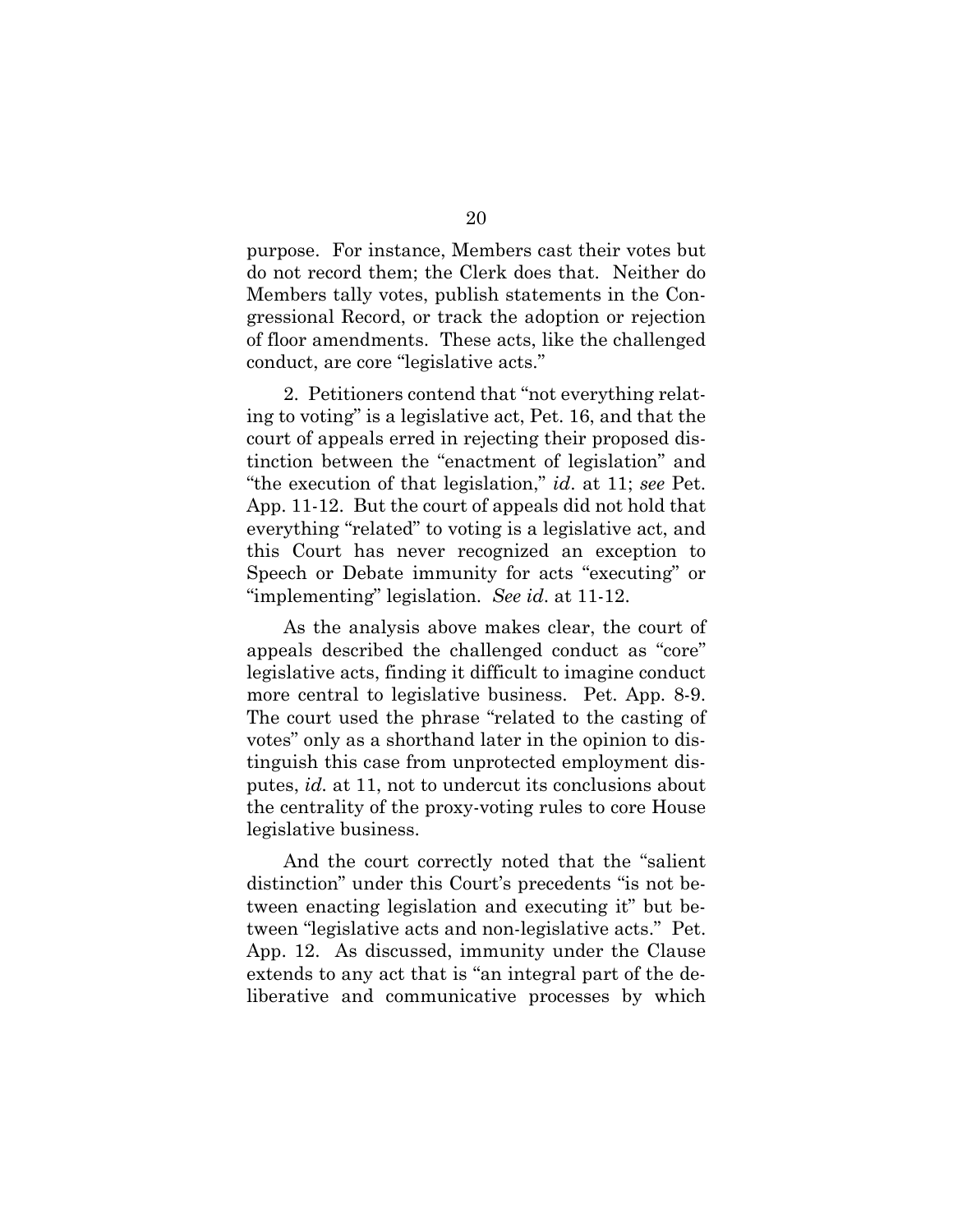purpose. For instance, Members cast their votes but do not record them; the Clerk does that. Neither do Members tally votes, publish statements in the Congressional Record, or track the adoption or rejection of floor amendments. These acts, like the challenged conduct, are core "legislative acts."

2. Petitioners contend that "not everything relating to voting" is a legislative act, Pet. 16, and that the court of appeals erred in rejecting their proposed distinction between the "enactment of legislation" and "the execution of that legislation," *id*. at 11; *see* Pet. App. 11-12. But the court of appeals did not hold that everything "related" to voting is a legislative act, and this Court has never recognized an exception to Speech or Debate immunity for acts "executing" or "implementing" legislation. *See id*. at 11-12.

As the analysis above makes clear, the court of appeals described the challenged conduct as "core" legislative acts, finding it difficult to imagine conduct more central to legislative business. Pet. App. 8-9. The court used the phrase "related to the casting of votes" only as a shorthand later in the opinion to distinguish this case from unprotected employment disputes, *id.* at 11, not to undercut its conclusions about the centrality of the proxy-voting rules to core House legislative business.

And the court correctly noted that the "salient distinction" under this Court's precedents "is not between enacting legislation and executing it" but between "legislative acts and non-legislative acts." Pet. App. 12. As discussed, immunity under the Clause extends to any act that is "an integral part of the deliberative and communicative processes by which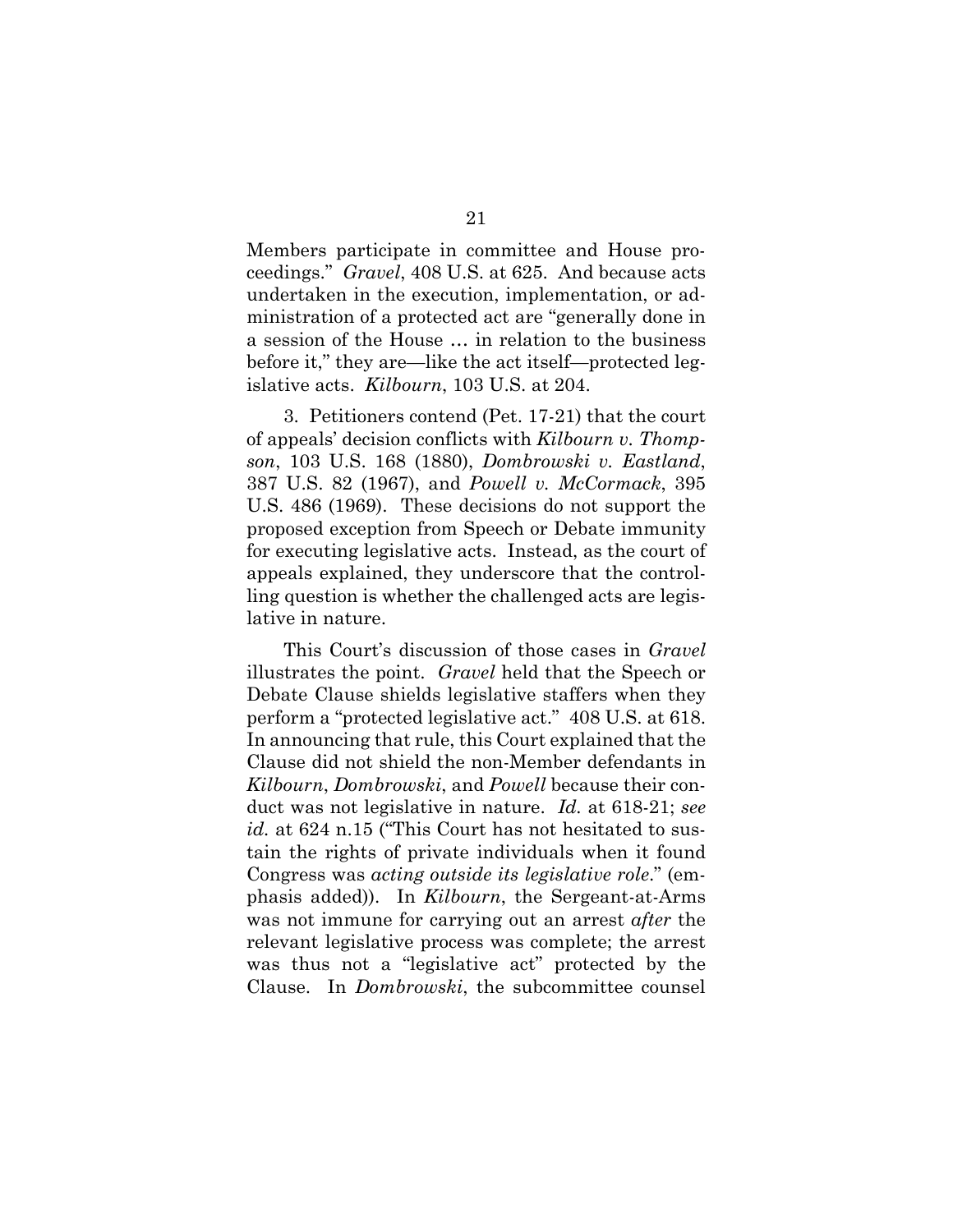Members participate in committee and House proceedings." *Gravel*, 408 U.S. at 625. And because acts undertaken in the execution, implementation, or administration of a protected act are "generally done in a session of the House … in relation to the business before it," they are—like the act itself—protected legislative acts. *Kilbourn*, 103 U.S. at 204.

3. Petitioners contend (Pet. 17-21) that the court of appeals' decision conflicts with *Kilbourn v. Thompson*, 103 U.S. 168 (1880), *Dombrowski v. Eastland*, 387 U.S. 82 (1967), and *Powell v. McCormack*, 395 U.S. 486 (1969). These decisions do not support the proposed exception from Speech or Debate immunity for executing legislative acts. Instead, as the court of appeals explained, they underscore that the controlling question is whether the challenged acts are legislative in nature.

This Court's discussion of those cases in *Gravel* illustrates the point. *Gravel* held that the Speech or Debate Clause shields legislative staffers when they perform a "protected legislative act." 408 U.S. at 618. In announcing that rule, this Court explained that the Clause did not shield the non-Member defendants in *Kilbourn*, *Dombrowski*, and *Powell* because their conduct was not legislative in nature. *Id.* at 618-21; *see id.* at 624 n.15 ("This Court has not hesitated to sustain the rights of private individuals when it found Congress was *acting outside its legislative role*." (emphasis added)). In *Kilbourn*, the Sergeant-at-Arms was not immune for carrying out an arrest *after* the relevant legislative process was complete; the arrest was thus not a "legislative act" protected by the Clause. In *Dombrowski*, the subcommittee counsel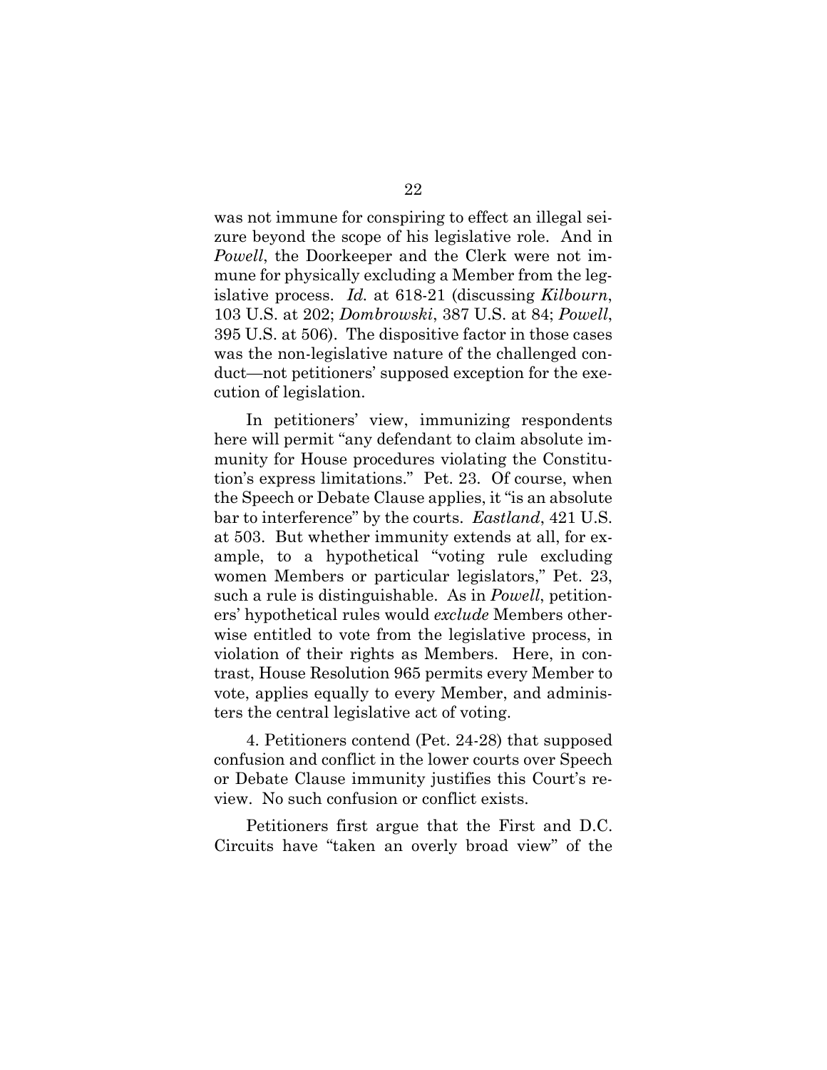was not immune for conspiring to effect an illegal seizure beyond the scope of his legislative role. And in *Powell*, the Doorkeeper and the Clerk were not immune for physically excluding a Member from the legislative process. *Id.* at 618-21 (discussing *Kilbourn*, 103 U.S. at 202; *Dombrowski*, 387 U.S. at 84; *Powell*, 395 U.S. at 506). The dispositive factor in those cases was the non-legislative nature of the challenged conduct—not petitioners' supposed exception for the execution of legislation.

In petitioners' view, immunizing respondents here will permit "any defendant to claim absolute immunity for House procedures violating the Constitution's express limitations." Pet. 23. Of course, when the Speech or Debate Clause applies, it "is an absolute bar to interference" by the courts. *Eastland*, 421 U.S. at 503. But whether immunity extends at all, for example, to a hypothetical "voting rule excluding women Members or particular legislators," Pet. 23, such a rule is distinguishable. As in *Powell*, petitioners' hypothetical rules would *exclude* Members otherwise entitled to vote from the legislative process, in violation of their rights as Members. Here, in contrast, House Resolution 965 permits every Member to vote, applies equally to every Member, and administers the central legislative act of voting.

4. Petitioners contend (Pet. 24-28) that supposed confusion and conflict in the lower courts over Speech or Debate Clause immunity justifies this Court's review. No such confusion or conflict exists.

Petitioners first argue that the First and D.C. Circuits have "taken an overly broad view" of the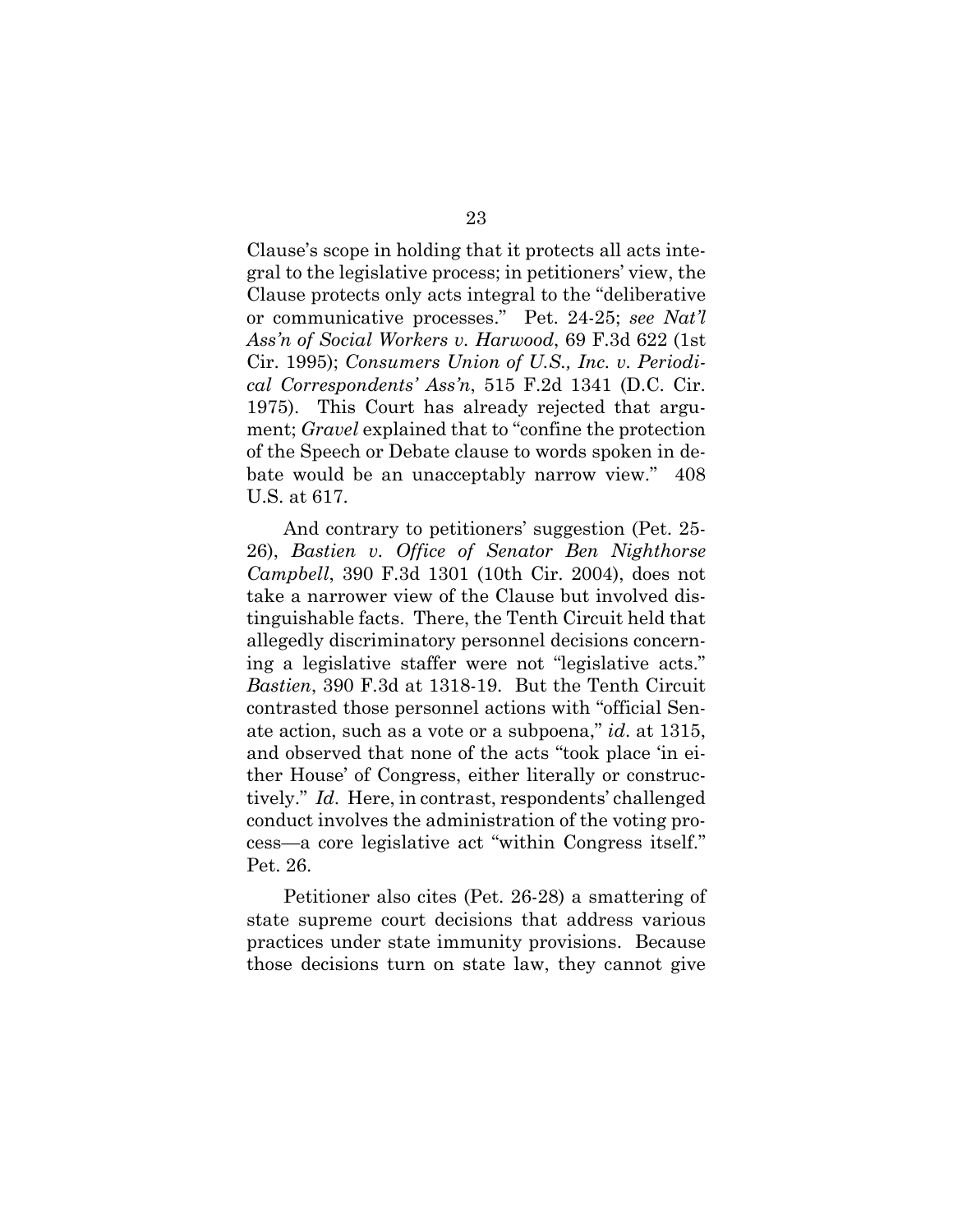Clause's scope in holding that it protects all acts integral to the legislative process; in petitioners' view, the Clause protects only acts integral to the "deliberative or communicative processes." Pet. 24-25; *see Nat'l Ass'n of Social Workers v. Harwood*, 69 F.3d 622 (1st Cir. 1995); *Consumers Union of U.S., Inc. v. Periodical Correspondents' Ass'n*, 515 F.2d 1341 (D.C. Cir. 1975). This Court has already rejected that argument; *Gravel* explained that to "confine the protection of the Speech or Debate clause to words spoken in debate would be an unacceptably narrow view." 408 U.S. at 617.

And contrary to petitioners' suggestion (Pet. 25-26), *Bastien v. Office of Senator Ben Nighthorse Campbell*, 390 F.3d 1301 (10th Cir. 2004), does not take a narrower view of the Clause but involved distinguishable facts. There, the Tenth Circuit held that allegedly discriminatory personnel decisions concerning a legislative staffer were not "legislative acts." *Bastien*, 390 F.3d at 1318-19. But the Tenth Circuit contrasted those personnel actions with "official Senate action, such as a vote or a subpoena," *id.* at 1315, and observed that none of the acts "took place 'in either House' of Congress, either literally or constructively." *Id.* Here, in contrast, respondents' challenged conduct involves the administration of the voting process—a core legislative act "within Congress itself." Pet. 26.

Petitioner also cites (Pet. 26-28) a smattering of state supreme court decisions that address various practices under state immunity provisions. Because those decisions turn on state law, they cannot give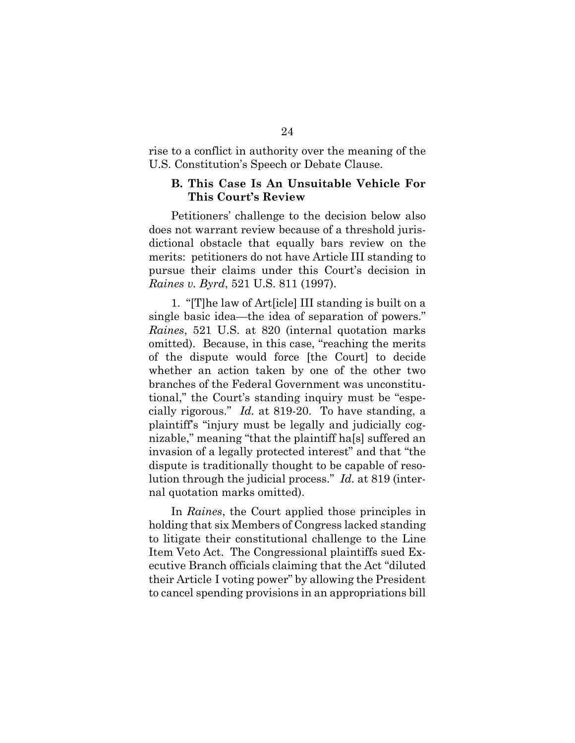rise to a conflict in authority over the meaning of the U.S. Constitution's Speech or Debate Clause.

### B. This Case Is An Unsuitable Vehicle For This Court's Review

Petitioners' challenge to the decision below also does not warrant review because of a threshold jurisdictional obstacle that equally bars review on the merits: petitioners do not have Article III standing to pursue their claims under this Court's decision in *Raines v. Byrd*, 521 U.S. 811 (1997).

1. "[T]he law of Art[icle] III standing is built on a single basic idea—the idea of separation of powers." *Raines*, 521 U.S. at 820 (internal quotation marks omitted). Because, in this case, "reaching the merits of the dispute would force [the Court] to decide whether an action taken by one of the other two branches of the Federal Government was unconstitutional," the Court's standing inquiry must be "especially rigorous." *Id.* at 819-20. To have standing, a plaintiff's "injury must be legally and judicially cognizable," meaning "that the plaintiff ha[s] suffered an invasion of a legally protected interest" and that "the dispute is traditionally thought to be capable of resolution through the judicial process." *Id.* at 819 (internal quotation marks omitted).

In *Raines*, the Court applied those principles in holding that six Members of Congress lacked standing to litigate their constitutional challenge to the Line Item Veto Act. The Congressional plaintiffs sued Executive Branch officials claiming that the Act "diluted their Article I voting power" by allowing the President to cancel spending provisions in an appropriations bill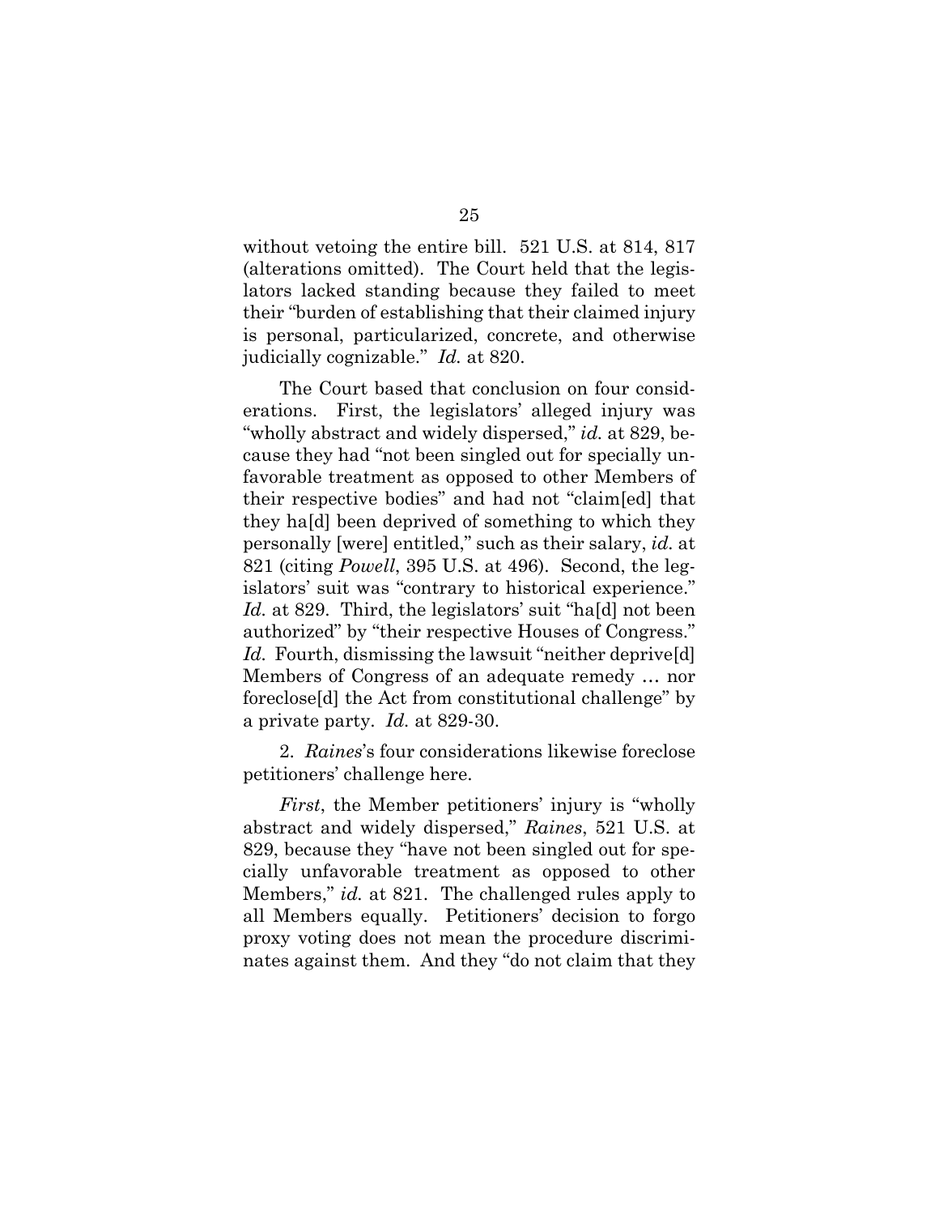without vetoing the entire bill. 521 U.S. at 814, 817 (alterations omitted). The Court held that the legislators lacked standing because they failed to meet their "burden of establishing that their claimed injury is personal, particularized, concrete, and otherwise judicially cognizable." *Id.* at 820.

The Court based that conclusion on four considerations. First, the legislators' alleged injury was "wholly abstract and widely dispersed," *id.* at 829, because they had "not been singled out for specially unfavorable treatment as opposed to other Members of their respective bodies" and had not "claim[ed] that they ha[d] been deprived of something to which they personally [were] entitled," such as their salary, *id.* at 821 (citing *Powell*, 395 U.S. at 496). Second, the legislators' suit was "contrary to historical experience." *Id.* at 829. Third, the legislators' suit "ha[d] not been authorized" by "their respective Houses of Congress." *Id.* Fourth, dismissing the lawsuit "neither deprive[d] Members of Congress of an adequate remedy … nor foreclose[d] the Act from constitutional challenge" by a private party. *Id.* at 829-30.

2. *Raines*'s four considerations likewise foreclose petitioners' challenge here.

*First*, the Member petitioners' injury is "wholly abstract and widely dispersed," *Raines*, 521 U.S. at 829, because they "have not been singled out for specially unfavorable treatment as opposed to other Members," *id.* at 821. The challenged rules apply to all Members equally. Petitioners' decision to forgo proxy voting does not mean the procedure discriminates against them. And they "do not claim that they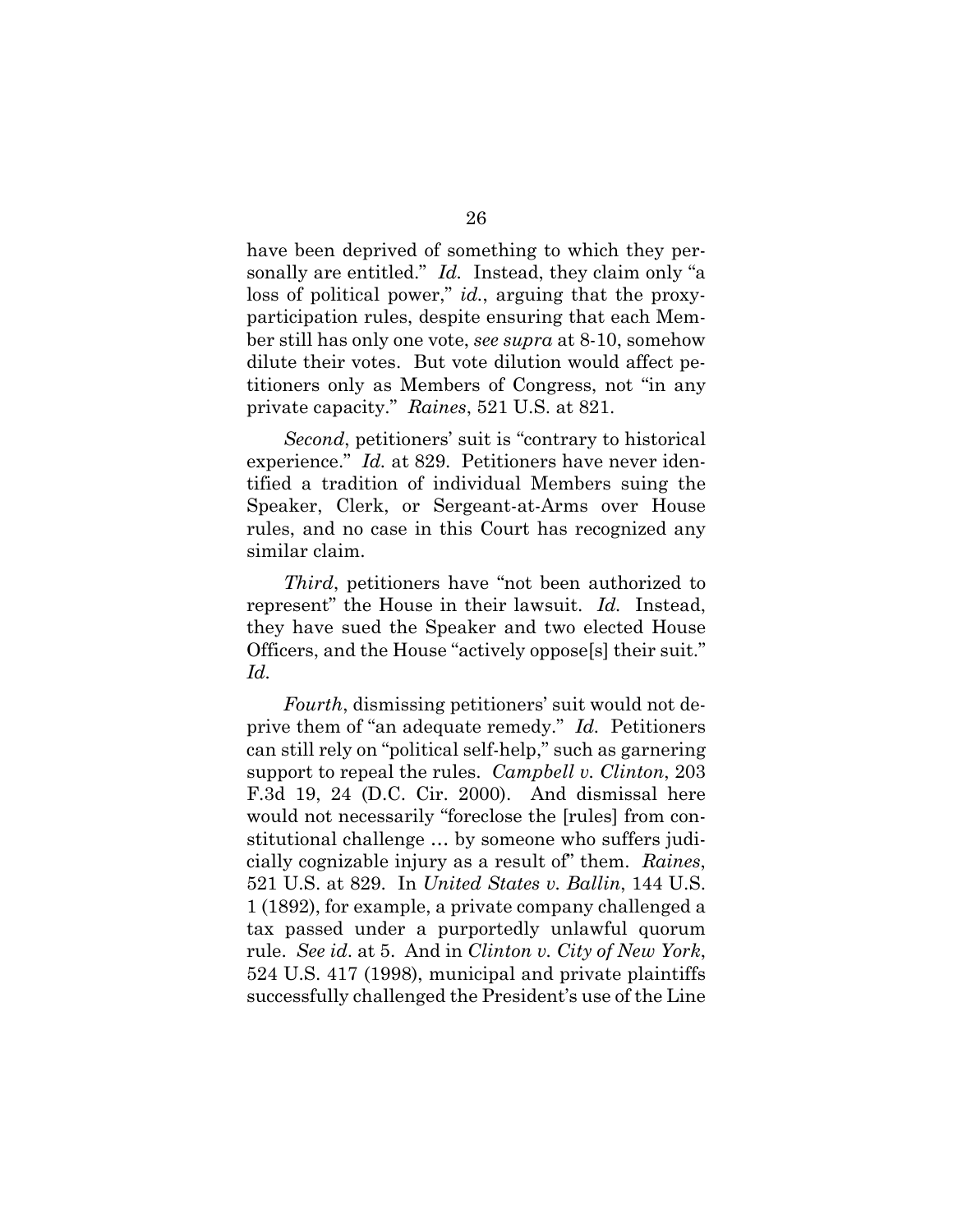have been deprived of something to which they personally are entitled." *Id.* Instead, they claim only "a loss of political power," *id.*, arguing that the proxy-participation rules, despite ensuring that each Member still has only one vote, *see supra* at 8-10, somehow dilute their votes. But vote dilution would affect petitioners only as Members of Congress, not "in any private capacity." *Raines*, 521 U.S. at 821.

*Second*, petitioners' suit is "contrary to historical experience." *Id.* at 829. Petitioners have never identified a tradition of individual Members suing the Speaker, Clerk, or Sergeant-at-Arms over House rules, and no case in this Court has recognized any similar claim.

*Third*, petitioners have "not been authorized to represent" the House in their lawsuit. *Id.* Instead, they have sued the Speaker and two elected House Officers, and the House "actively oppose[s] their suit." *Id.*

*Fourth*, dismissing petitioners' suit would not deprive them of "an adequate remedy." *Id.* Petitioners can still rely on "political self-help," such as garnering support to repeal the rules. *Campbell v. Clinton*, 203 F.3d 19, 24 (D.C. Cir. 2000). And dismissal here would not necessarily "foreclose the [rules] from constitutional challenge … by someone who suffers judicially cognizable injury as a result of" them. *Raines*, 521 U.S. at 829. In *United States v. Ballin*, 144 U.S. 1 (1892), for example, a private company challenged a tax passed under a purportedly unlawful quorum rule. *See id.* at 5. And in *Clinton v. City of New York*, 524 U.S. 417 (1998), municipal and private plaintiffs successfully challenged the President's use of the Line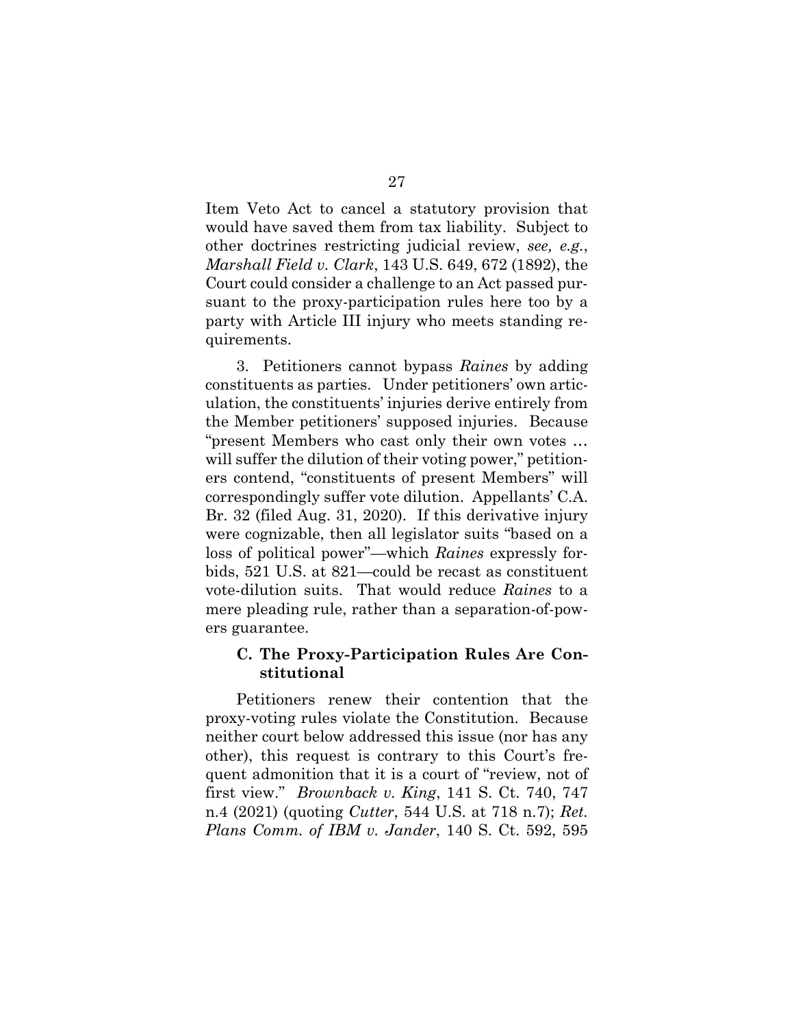Item Veto Act to cancel a statutory provision that would have saved them from tax liability. Subject to other doctrines restricting judicial review, *see, e.g.*, *Marshall Field v. Clark*, 143 U.S. 649, 672 (1892), the Court could consider a challenge to an Act passed pursuant to the proxy-participation rules here too by a party with Article III injury who meets standing requirements.

3. Petitioners cannot bypass *Raines* by adding constituents as parties. Under petitioners' own articulation, the constituents' injuries derive entirely from the Member petitioners' supposed injuries. Because "present Members who cast only their own votes … will suffer the dilution of their voting power," petitioners contend, "constituents of present Members" will correspondingly suffer vote dilution. Appellants' C.A. Br. 32 (filed Aug. 31, 2020). If this derivative injury were cognizable, then all legislator suits "based on a loss of political power"—which *Raines* expressly forbids, 521 U.S. at 821—could be recast as constituent vote-dilution suits. That would reduce *Raines* to a mere pleading rule, rather than a separation-of-powers guarantee.

### C. The Proxy-Participation Rules Are Constitutional

Petitioners renew their contention that the proxy-voting rules violate the Constitution. Because neither court below addressed this issue (nor has any other), this request is contrary to this Court's frequent admonition that it is a court of "review, not of first view." *Brownback v. King*, 141 S. Ct. 740, 747 n.4 (2021) (quoting *Cutter*, 544 U.S. at 718 n.7); *Ret. Plans Comm. of IBM v. Jander*, 140 S. Ct. 592, 595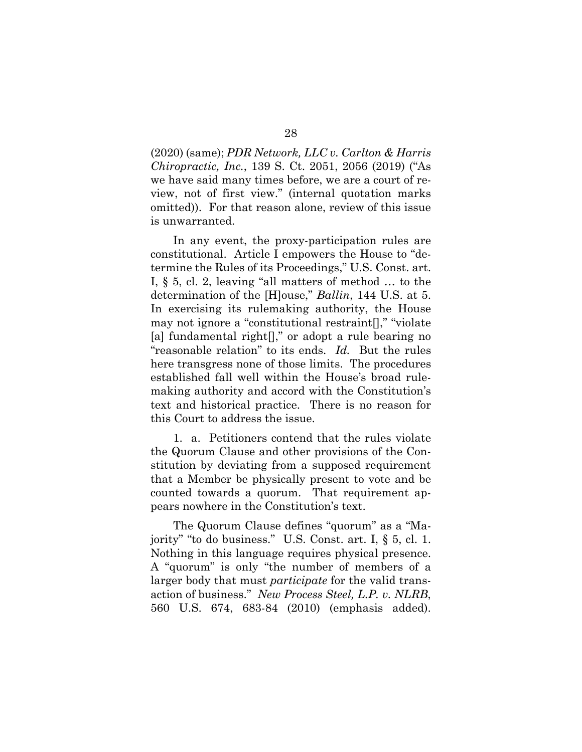(2020) (same); *PDR Network, LLC v. Carlton & Harris Chiropractic, Inc.*, 139 S. Ct. 2051, 2056 (2019) ("As we have said many times before, we are a court of review, not of first view." (internal quotation marks omitted)). For that reason alone, review of this issue is unwarranted.

In any event, the proxy-participation rules are constitutional. Article I empowers the House to "determine the Rules of its Proceedings," U.S. Const. art. I, § 5, cl. 2, leaving "all matters of method … to the determination of the [H]ouse," *Ballin*, 144 U.S. at 5. In exercising its rulemaking authority, the House may not ignore a "constitutional restraint[]," "violate [a] fundamental right[]," or adopt a rule bearing no "reasonable relation" to its ends. *Id.* But the rules here transgress none of those limits. The procedures established fall well within the House's broad rulemaking authority and accord with the Constitution's text and historical practice. There is no reason for this Court to address the issue.

1. a. Petitioners contend that the rules violate the Quorum Clause and other provisions of the Constitution by deviating from a supposed requirement that a Member be physically present to vote and be counted towards a quorum. That requirement appears nowhere in the Constitution's text.

The Quorum Clause defines "quorum" as a "Majority" "to do business." U.S. Const. art. I, § 5, cl. 1. Nothing in this language requires physical presence. A "quorum" is only "the number of members of a larger body that must *participate* for the valid transaction of business." *New Process Steel, L.P. v. NLRB*, 560 U.S. 674, 683-84 (2010) (emphasis added).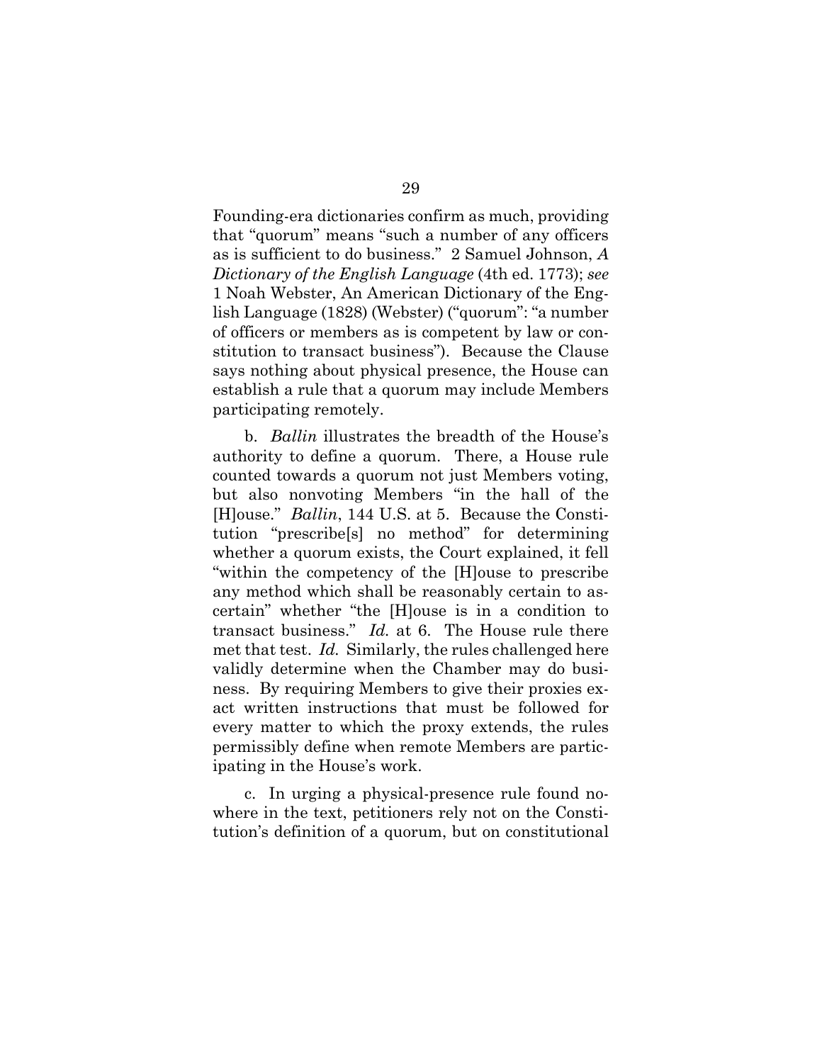Founding-era dictionaries confirm as much, providing that "quorum" means "such a number of any officers as is sufficient to do business." 2 Samuel Johnson, *A Dictionary of the English Language* (4th ed. 1773); *see* 1 Noah Webster, An American Dictionary of the English Language (1828) (Webster) ("quorum": "a number of officers or members as is competent by law or constitution to transact business"). Because the Clause says nothing about physical presence, the House can establish a rule that a quorum may include Members participating remotely.

b. *Ballin* illustrates the breadth of the House's authority to define a quorum. There, a House rule counted towards a quorum not just Members voting, but also nonvoting Members "in the hall of the [H]ouse." *Ballin*, 144 U.S. at 5. Because the Constitution "prescribe[s] no method" for determining whether a quorum exists, the Court explained, it fell "within the competency of the [H]ouse to prescribe any method which shall be reasonably certain to ascertain" whether "the [H]ouse is in a condition to transact business." *Id.* at 6. The House rule there met that test. *Id.* Similarly, the rules challenged here validly determine when the Chamber may do business. By requiring Members to give their proxies exact written instructions that must be followed for every matter to which the proxy extends, the rules permissibly define when remote Members are participating in the House's work.

c. In urging a physical-presence rule found nowhere in the text, petitioners rely not on the Constitution's definition of a quorum, but on constitutional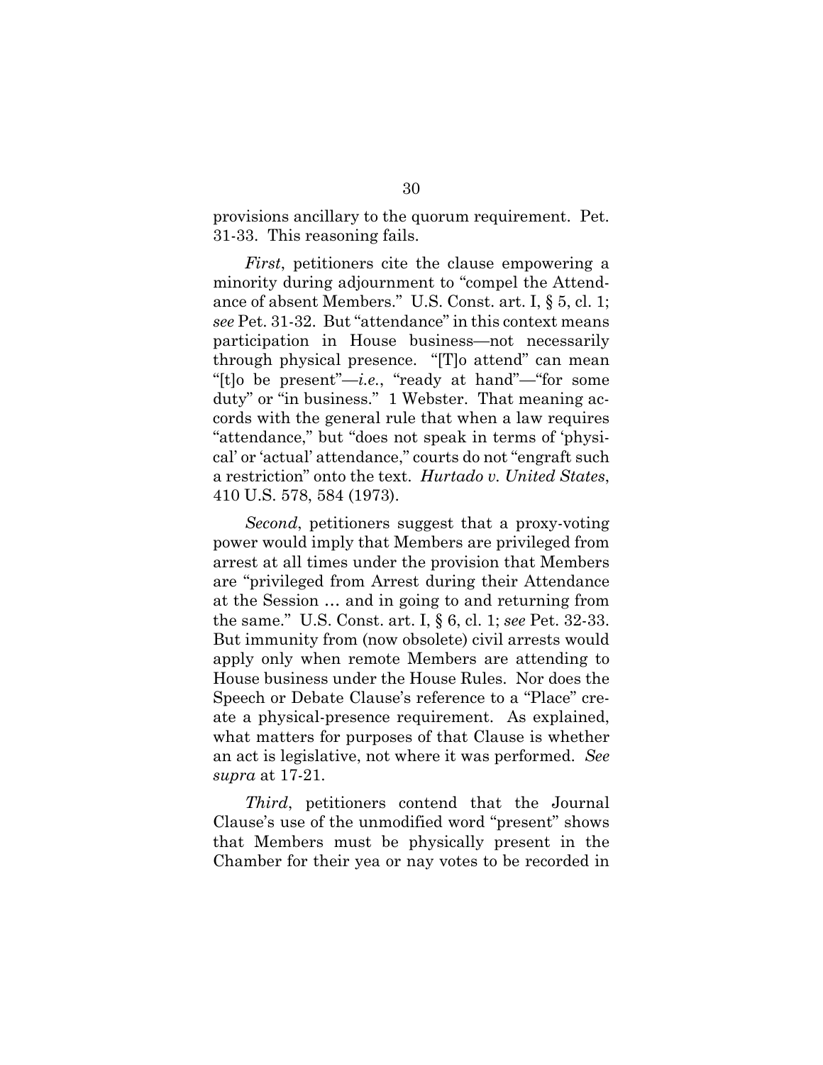provisions ancillary to the quorum requirement. Pet. 31-33. This reasoning fails.

*First*, petitioners cite the clause empowering a minority during adjournment to "compel the Attendance of absent Members." U.S. Const. art. I, § 5, cl. 1; *see* Pet. 31-32. But "attendance" in this context means participation in House business—not necessarily through physical presence. "[T]o attend" can mean "[t]o be present"—*i.e.*, "ready at hand"—"for some duty" or "in business." 1 Webster. That meaning accords with the general rule that when a law requires "attendance," but "does not speak in terms of 'physical' or 'actual' attendance," courts do not "engraft such a restriction" onto the text. *Hurtado v. United States*, 410 U.S. 578, 584 (1973).

*Second*, petitioners suggest that a proxy-voting power would imply that Members are privileged from arrest at all times under the provision that Members are "privileged from Arrest during their Attendance at the Session … and in going to and returning from the same." U.S. Const. art. I, § 6, cl. 1; *see* Pet. 32-33. But immunity from (now obsolete) civil arrests would apply only when remote Members are attending to House business under the House Rules. Nor does the Speech or Debate Clause's reference to a "Place" create a physical-presence requirement. As explained, what matters for purposes of that Clause is whether an act is legislative, not where it was performed. *See supra* at 17-21.

*Third*, petitioners contend that the Journal Clause's use of the unmodified word "present" shows that Members must be physically present in the Chamber for their yea or nay votes to be recorded in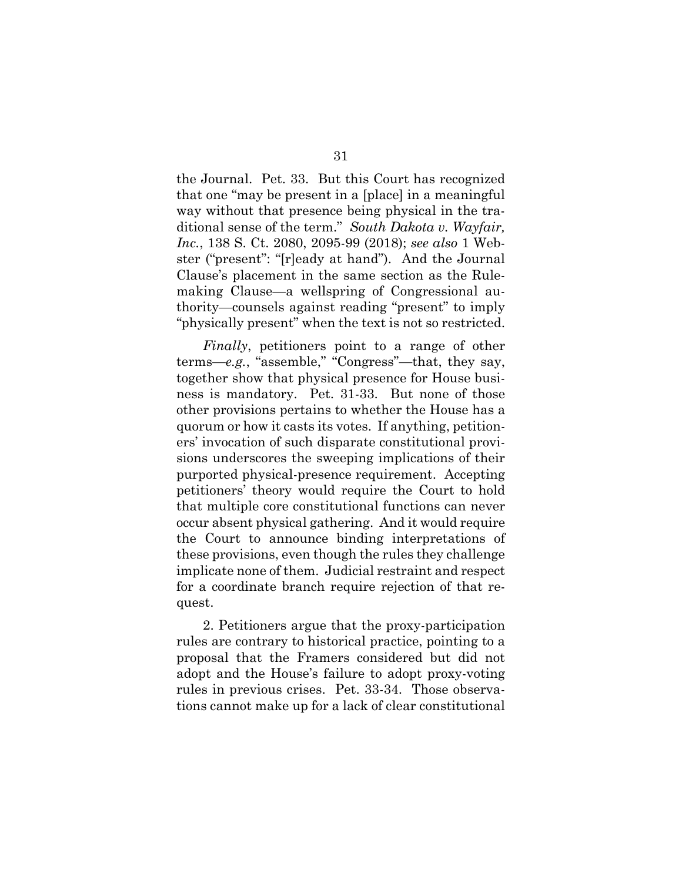the Journal. Pet. 33. But this Court has recognized that one "may be present in a [place] in a meaningful way without that presence being physical in the traditional sense of the term." *South Dakota v. Wayfair, Inc.*, 138 S. Ct. 2080, 2095-99 (2018); *see also* 1 Webster ("present": "[r]eady at hand"). And the Journal Clause's placement in the same section as the Rulemaking Clause—a wellspring of Congressional authority—counsels against reading "present" to imply "physically present" when the text is not so restricted.

*Finally*, petitioners point to a range of other terms—*e.g.*, "assemble," "Congress"—that, they say, together show that physical presence for House business is mandatory. Pet. 31-33. But none of those other provisions pertains to whether the House has a quorum or how it casts its votes. If anything, petitioners' invocation of such disparate constitutional provisions underscores the sweeping implications of their purported physical-presence requirement. Accepting petitioners' theory would require the Court to hold that multiple core constitutional functions can never occur absent physical gathering. And it would require the Court to announce binding interpretations of these provisions, even though the rules they challenge implicate none of them. Judicial restraint and respect for a coordinate branch require rejection of that request.

2. Petitioners argue that the proxy-participation rules are contrary to historical practice, pointing to a proposal that the Framers considered but did not adopt and the House's failure to adopt proxy-voting rules in previous crises. Pet. 33-34. Those observations cannot make up for a lack of clear constitutional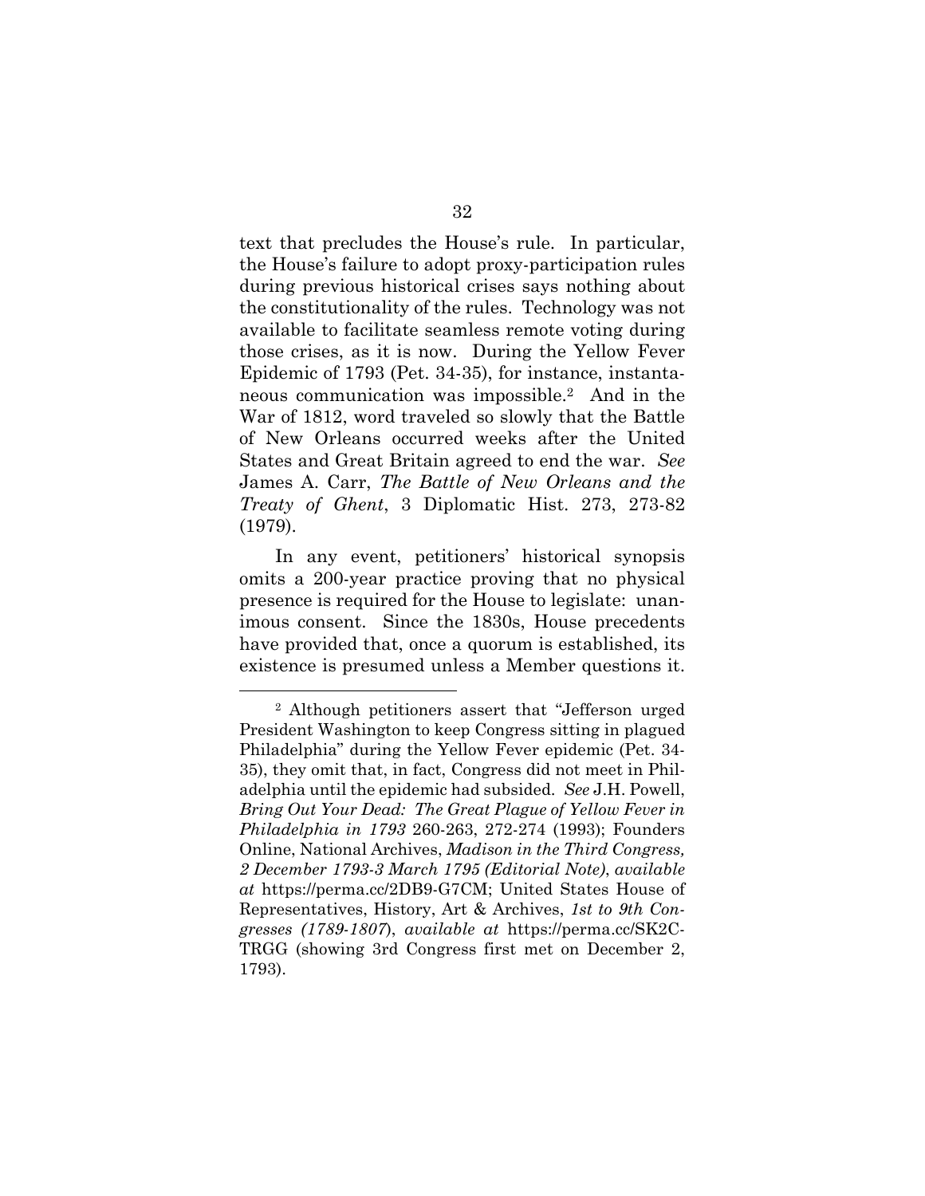text that precludes the House's rule. In particular, the House's failure to adopt proxy-participation rules during previous historical crises says nothing about the constitutionality of the rules. Technology was not available to facilitate seamless remote voting during those crises, as it is now. During the Yellow Fever Epidemic of 1793 (Pet. 34-35), for instance, instantaneous communication was impossible.[2] And in the War of 1812, word traveled so slowly that the Battle of New Orleans occurred weeks after the United States and Great Britain agreed to end the war. *See* James A. Carr, *The Battle of New Orleans and the Treaty of Ghent*, 3 Diplomatic Hist. 273, 273-82 (1979).

In any event, petitioners' historical synopsis omits a 200-year practice proving that no physical presence is required for the House to legislate: unanimous consent. Since the 1830s, House precedents have provided that, once a quorum is established, its existence is presumed unless a Member questions it.

---

[2] Although petitioners assert that "Jefferson urged President Washington to keep Congress sitting in plagued Philadelphia" during the Yellow Fever epidemic (Pet. 34-35), they omit that, in fact, Congress did not meet in Philadelphia until the epidemic had subsided. *See* J.H. Powell, *Bring Out Your Dead: The Great Plague of Yellow Fever in Philadelphia in 1793* 260-263, 272-274 (1993); Founders Online, National Archives, *Madison in the Third Congress, 2 December 1793-3 March 1795 (Editorial Note)*, *available at* https://perma.cc/2DB9-G7CM; United States House of Representatives, History, Art & Archives, *1st to 9th Congresses (1789-1807)*, *available at* https://perma.cc/SK2C-TRGG (showing 3rd Congress first met on December 2, 1793).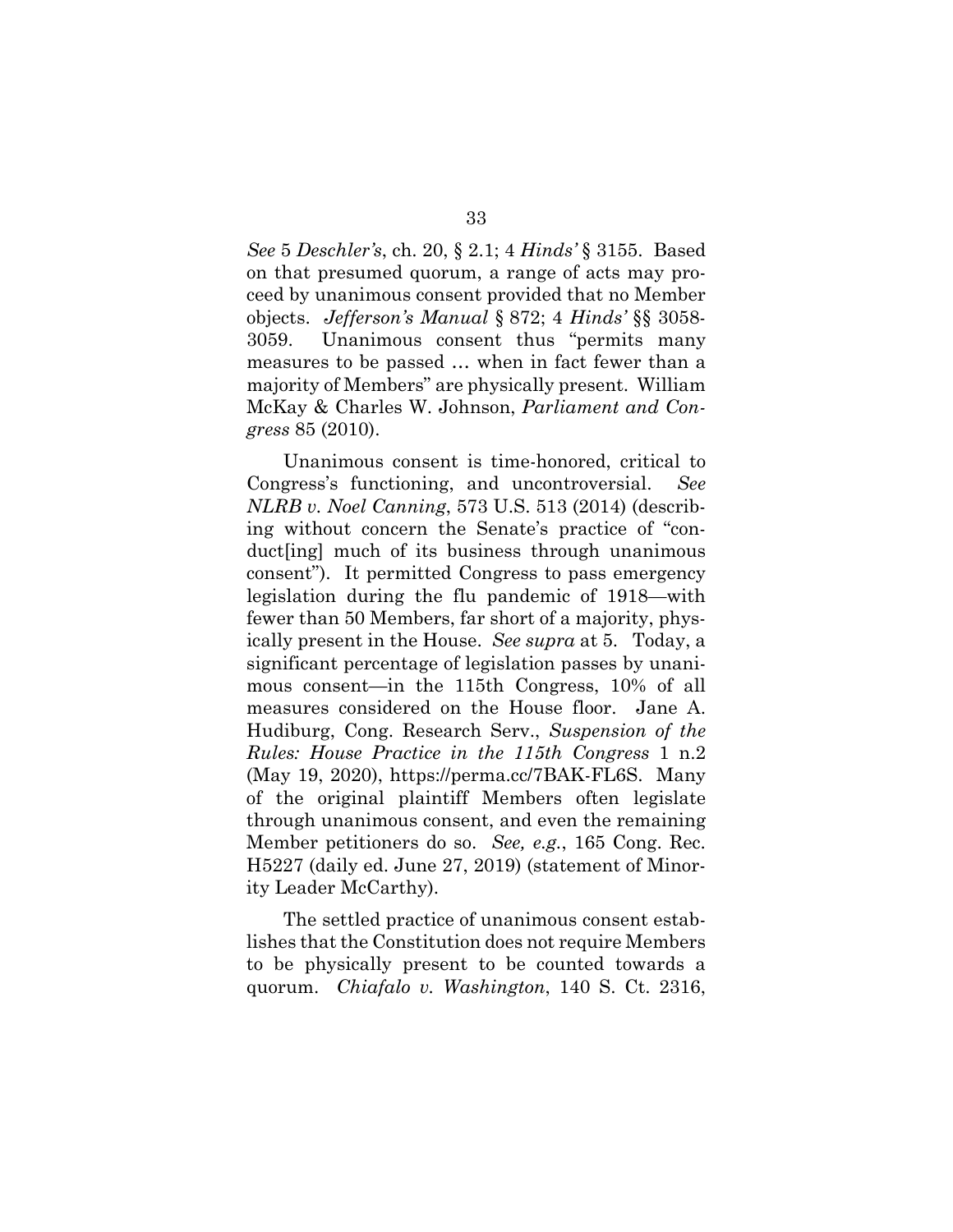*See* 5 *Deschler's*, ch. 20, § 2.1; 4 *Hinds'* § 3155. Based on that presumed quorum, a range of acts may proceed by unanimous consent provided that no Member objects. *Jefferson's Manual* § 872; 4 *Hinds'* §§ 3058-3059. Unanimous consent thus "permits many measures to be passed … when in fact fewer than a majority of Members" are physically present. William McKay & Charles W. Johnson, *Parliament and Congress* 85 (2010).

Unanimous consent is time-honored, critical to Congress's functioning, and uncontroversial. *See NLRB v. Noel Canning*, 573 U.S. 513 (2014) (describing without concern the Senate's practice of "conduct[ing] much of its business through unanimous consent"). It permitted Congress to pass emergency legislation during the flu pandemic of 1918—with fewer than 50 Members, far short of a majority, physically present in the House. *See supra* at 5. Today, a significant percentage of legislation passes by unanimous consent—in the 115th Congress, 10% of all measures considered on the House floor. Jane A. Hudiburg, Cong. Research Serv., *Suspension of the Rules: House Practice in the 115th Congress* 1 n.2 (May 19, 2020), https://perma.cc/7BAK-FL6S. Many of the original plaintiff Members often legislate through unanimous consent, and even the remaining Member petitioners do so. *See, e.g.*, 165 Cong. Rec. H5227 (daily ed. June 27, 2019) (statement of Minority Leader McCarthy).

The settled practice of unanimous consent establishes that the Constitution does not require Members to be physically present to be counted towards a quorum. *Chiafalo v. Washington*, 140 S. Ct. 2316,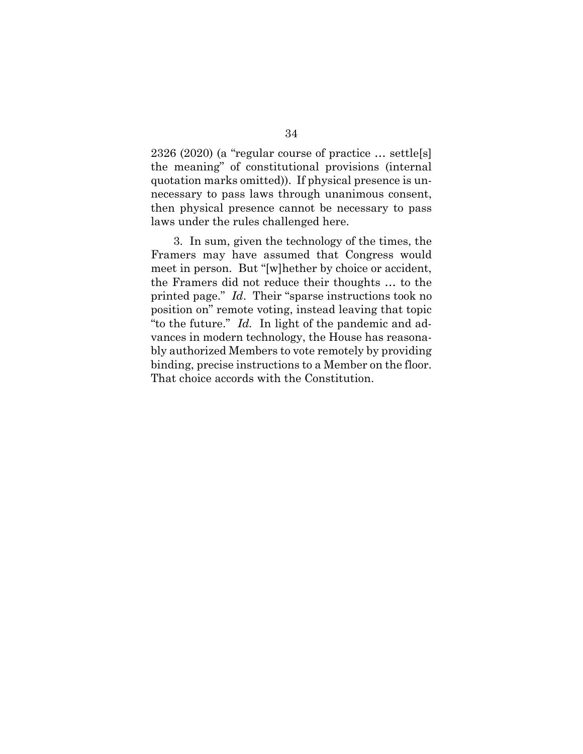2326 (2020) (a "regular course of practice … settle[s] the meaning" of constitutional provisions (internal quotation marks omitted)). If physical presence is unnecessary to pass laws through unanimous consent, then physical presence cannot be necessary to pass laws under the rules challenged here.

3. In sum, given the technology of the times, the Framers may have assumed that Congress would meet in person. But "[w]hether by choice or accident, the Framers did not reduce their thoughts … to the printed page." *Id*. Their "sparse instructions took no position on" remote voting, instead leaving that topic "to the future." *Id.* In light of the pandemic and advances in modern technology, the House has reasonably authorized Members to vote remotely by providing binding, precise instructions to a Member on the floor. That choice accords with the Constitution.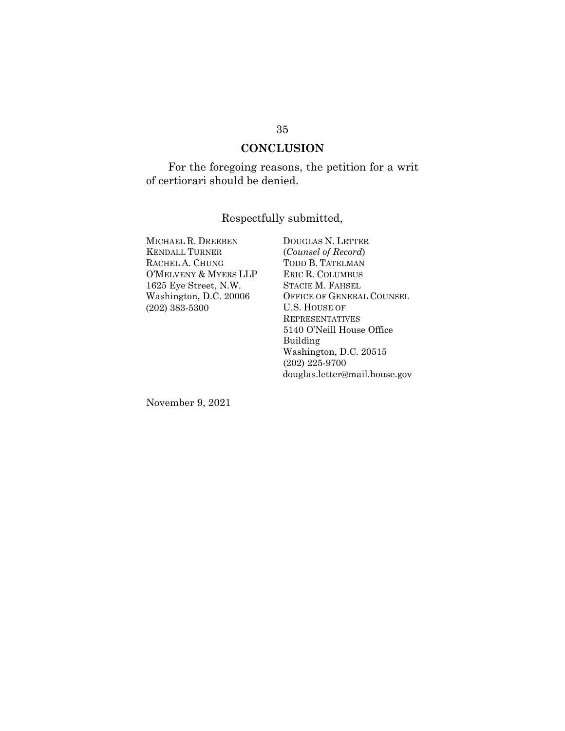## CONCLUSION

For the foregoing reasons, the petition for a writ of certiorari should be denied.

Respectfully submitted,

MICHAEL R. DREEBEN
KENDALL TURNER
RACHEL A. CHUNG
O'MELVENY & MYERS LLP
1625 Eye Street, N.W.
Washington, D.C. 20006
(202) 383-5300

DOUGLAS N. LETTER
(*Counsel of Record*)
TODD B. TATELMAN
ERIC R. COLUMBUS
STACIE M. FAHSEL
OFFICE OF GENERAL COUNSEL
U.S. HOUSE OF REPRESENTATIVES
5140 O'Neill House Office Building
Washington, D.C. 20515
(202) 225-9700
douglas.letter@mail.house.gov

November 9, 2021